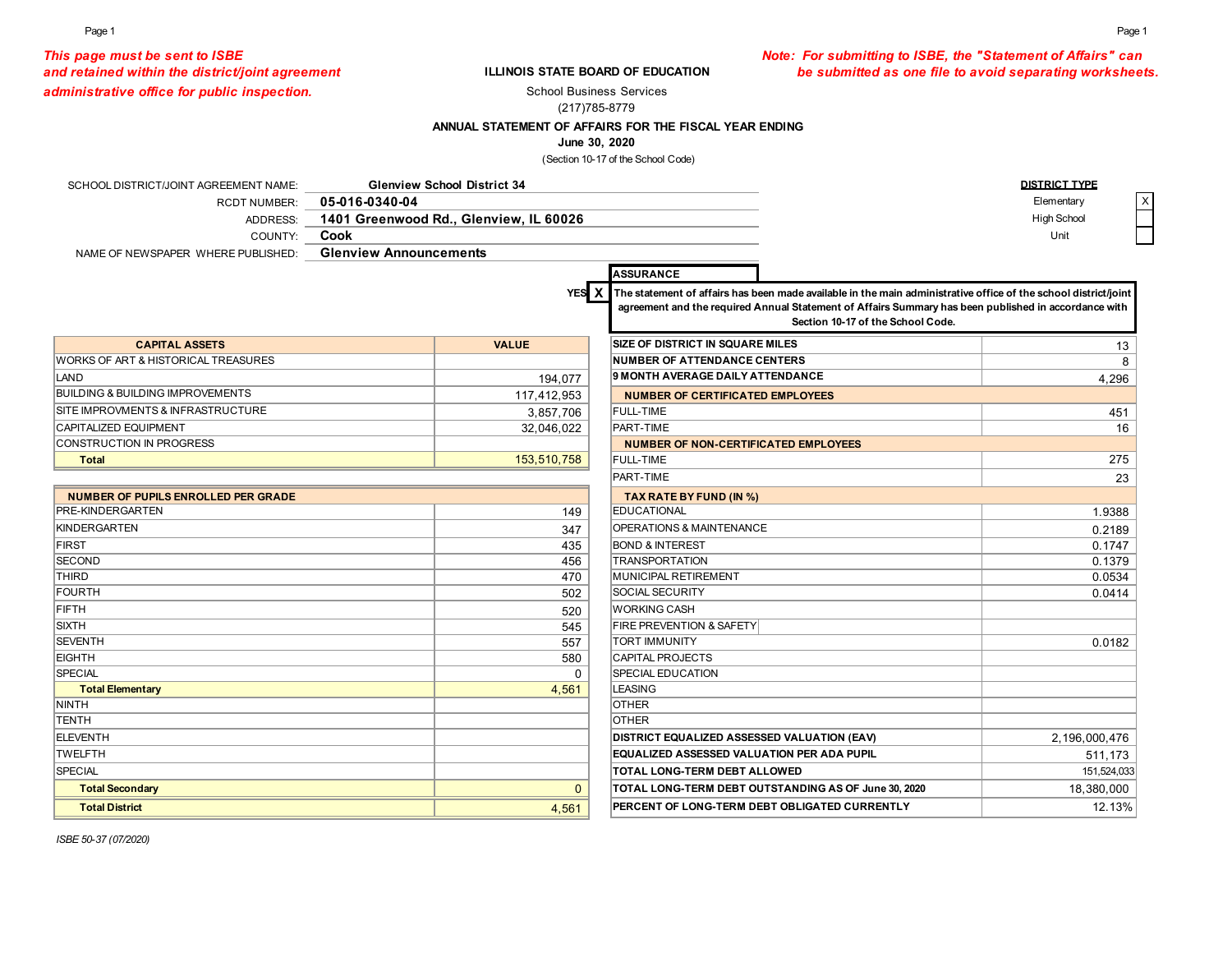*This page must be sent to ISBE and retained within the district/joint agreement administrative office for public inspection.*

*Note: For submitting to ISBE, the "Statement of Affairs" can be submitted as one file to avoid separating worksheets.*

**ILLINOIS STATE BOARD OF EDUCATION**

School Business Services

(217)785-8779

**ANNUAL STATEMENT OF AFFAIRS FOR THE FISCAL YEAR ENDING**

**June 30, 2020**

(Section 10-17 of the School Code)

| | |
|---|---|
| SCHOOL DISTRICT/JOINT AGREEMENT NAME: | **Glenview School District 34** |
| RCDT NUMBER: | **05-016-0340-04** |
| ADDRESS: | **1401 Greenwood Rd., Glenview, IL 60026** |
| COUNTY: | **Cook** |
| NAME OF NEWSPAPER WHERE PUBLISHED: | **Glenview Announcements** |

| DISTRICT TYPE | |
|---|---|
| Elementary | X |
| High School | |
| Unit | |

**ASSURANCE**

YES **X** **The statement of affairs has been made available in the main administrative office of the school district/joint agreement and the required Annual Statement of Affairs Summary has been published in accordance with Section 10-17 of the School Code.**

| CAPITAL ASSETS | VALUE |
|---|---|
| WORKS OF ART & HISTORICAL TREASURES | |
| LAND | 194,077 |
| BUILDING & BUILDING IMPROVEMENTS | 117,412,953 |
| SITE IMPROVMENTS & INFRASTRUCTURE | 3,857,706 |
| CAPITALIZED EQUIPMENT | 32,046,022 |
| CONSTRUCTION IN PROGRESS | |
| **Total** | 153,510,758 |

| NUMBER OF PUPILS ENROLLED PER GRADE | |
|---|---|
| PRE-KINDERGARTEN | 149 |
| KINDERGARTEN | 347 |
| FIRST | 435 |
| SECOND | 456 |
| THIRD | 470 |
| FOURTH | 502 |
| FIFTH | 520 |
| SIXTH | 545 |
| SEVENTH | 557 |
| EIGHTH | 580 |
| SPECIAL | 0 |
| **Total Elementary** | 4,561 |
| NINTH | |
| TENTH | |
| ELEVENTH | |
| TWELFTH | |
| SPECIAL | |
| **Total Secondary** | 0 |
| **Total District** | 4,561 |

| | |
|---|---|
| **SIZE OF DISTRICT IN SQUARE MILES** | 13 |
| **NUMBER OF ATTENDANCE CENTERS** | 8 |
| **9 MONTH AVERAGE DAILY ATTENDANCE** | 4,296 |
| **NUMBER OF CERTIFICATED EMPLOYEES** | |
| FULL-TIME | 451 |
| PART-TIME | 16 |
| **NUMBER OF NON-CERTIFICATED EMPLOYEES** | |
| FULL-TIME | 275 |
| PART-TIME | 23 |
| **TAX RATE BY FUND (IN %)** | |
| EDUCATIONAL | 1.9388 |
| OPERATIONS & MAINTENANCE | 0.2189 |
| BOND & INTEREST | 0.1747 |
| TRANSPORTATION | 0.1379 |
| MUNICIPAL RETIREMENT | 0.0534 |
| SOCIAL SECURITY | 0.0414 |
| WORKING CASH | |
| FIRE PREVENTION & SAFETY | |
| TORT IMMUNITY | 0.0182 |
| CAPITAL PROJECTS | |
| SPECIAL EDUCATION | |
| LEASING | |
| OTHER | |
| OTHER | |
| **DISTRICT EQUALIZED ASSESSED VALUATION (EAV)** | 2,196,000,476 |
| **EQUALIZED ASSESSED VALUATION PER ADA PUPIL** | 511,173 |
| **TOTAL LONG-TERM DEBT ALLOWED** | 151,524,033 |
| **TOTAL LONG-TERM DEBT OUTSTANDING AS OF June 30, 2020** | 18,380,000 |
| **PERCENT OF LONG-TERM DEBT OBLIGATED CURRENTLY** | 12.13% |

*ISBE 50-37 (07/2020)*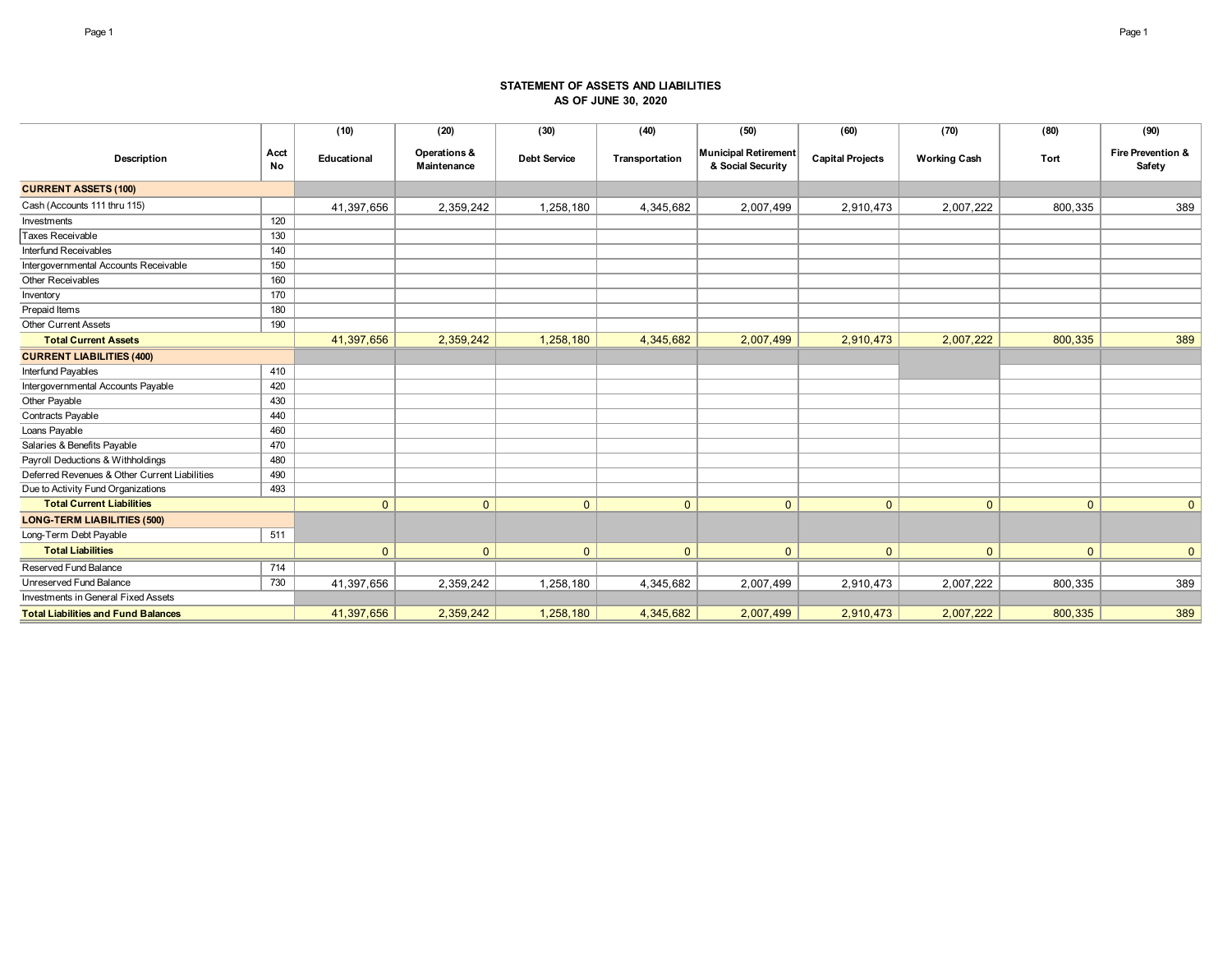## STATEMENT OF ASSETS AND LIABILITIES
## AS OF JUNE 30, 2020

| Description | Acct No | (10) Educational | (20) Operations & Maintenance | (30) Debt Service | (40) Transportation | (50) Municipal Retirement & Social Security | (60) Capital Projects | (70) Working Cash | (80) Tort | (90) Fire Prevention & Safety |
|---|---|---|---|---|---|---|---|---|---|---|
| **CURRENT ASSETS (100)** | | | | | | | | | | |
| Cash (Accounts 111 thru 115) | | 41,397,656 | 2,359,242 | 1,258,180 | 4,345,682 | 2,007,499 | 2,910,473 | 2,007,222 | 800,335 | 389 |
| Investments | 120 | | | | | | | | | |
| Taxes Receivable | 130 | | | | | | | | | |
| Interfund Receivables | 140 | | | | | | | | | |
| Intergovernmental Accounts Receivable | 150 | | | | | | | | | |
| Other Receivables | 160 | | | | | | | | | |
| Inventory | 170 | | | | | | | | | |
| Prepaid Items | 180 | | | | | | | | | |
| Other Current Assets | 190 | | | | | | | | | |
| **Total Current Assets** | | 41,397,656 | 2,359,242 | 1,258,180 | 4,345,682 | 2,007,499 | 2,910,473 | 2,007,222 | 800,335 | 389 |
| **CURRENT LIABILITIES (400)** | | | | | | | | | | |
| Interfund Payables | 410 | | | | | | | | | |
| Intergovernmental Accounts Payable | 420 | | | | | | | | | |
| Other Payable | 430 | | | | | | | | | |
| Contracts Payable | 440 | | | | | | | | | |
| Loans Payable | 460 | | | | | | | | | |
| Salaries & Benefits Payable | 470 | | | | | | | | | |
| Payroll Deductions & Withholdings | 480 | | | | | | | | | |
| Deferred Revenues & Other Current Liabilities | 490 | | | | | | | | | |
| Due to Activity Fund Organizations | 493 | | | | | | | | | |
| **Total Current Liabilities** | | 0 | 0 | 0 | 0 | 0 | 0 | 0 | 0 | 0 |
| **LONG-TERM LIABILITIES (500)** | | | | | | | | | | |
| Long-Term Debt Payable | 511 | | | | | | | | | |
| **Total Liabilities** | | 0 | 0 | 0 | 0 | 0 | 0 | 0 | 0 | 0 |
| Reserved Fund Balance | 714 | | | | | | | | | |
| Unreserved Fund Balance | 730 | 41,397,656 | 2,359,242 | 1,258,180 | 4,345,682 | 2,007,499 | 2,910,473 | 2,007,222 | 800,335 | 389 |
| Investments in General Fixed Assets | | | | | | | | | | |
| **Total Liabilities and Fund Balances** | | 41,397,656 | 2,359,242 | 1,258,180 | 4,345,682 | 2,007,499 | 2,910,473 | 2,007,222 | 800,335 | 389 |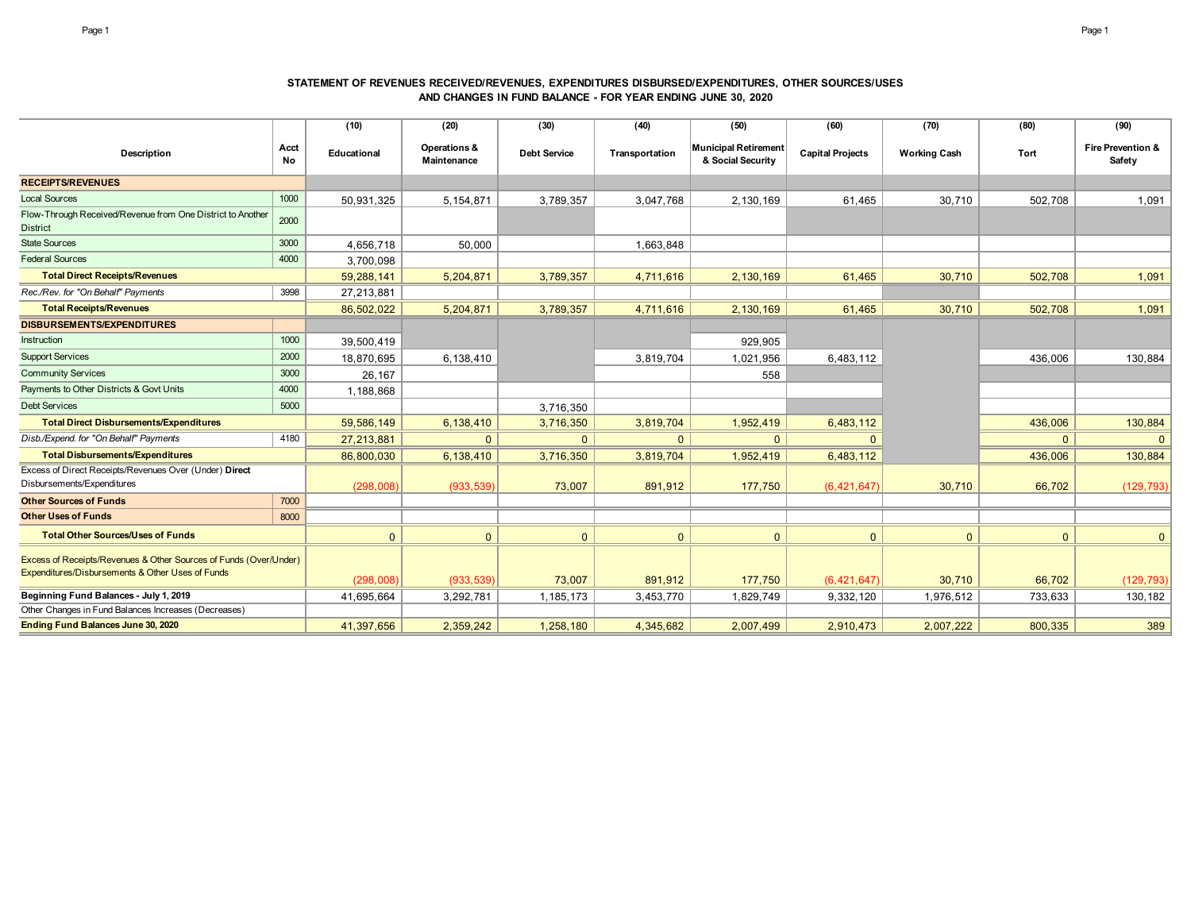### STATEMENT OF REVENUES RECEIVED/REVENUES, EXPENDITURES DISBURSED/EXPENDITURES, OTHER SOURCES/USES AND CHANGES IN FUND BALANCE - FOR YEAR ENDING JUNE 30, 2020

| Description | Acct No | (10) Educational | (20) Operations & Maintenance | (30) Debt Service | (40) Transportation | (50) Municipal Retirement & Social Security | (60) Capital Projects | (70) Working Cash | (80) Tort | (90) Fire Prevention & Safety |
|---|---|---|---|---|---|---|---|---|---|---|
| **RECEIPTS/REVENUES** | | | | | | | | | | |
| Local Sources | 1000 | 50,931,325 | 5,154,871 | 3,789,357 | 3,047,768 | 2,130,169 | 61,465 | 30,710 | 502,708 | 1,091 |
| Flow-Through Received/Revenue from One District to Another District | 2000 | | | | | | | | | |
| State Sources | 3000 | 4,656,718 | 50,000 | | 1,663,848 | | | | | |
| Federal Sources | 4000 | 3,700,098 | | | | | | | | |
| **Total Direct Receipts/Revenues** | | 59,288,141 | 5,204,871 | 3,789,357 | 4,711,616 | 2,130,169 | 61,465 | 30,710 | 502,708 | 1,091 |
| *Rec./Rev. for "On Behalf" Payments* | 3998 | 27,213,881 | | | | | | | | |
| **Total Receipts/Revenues** | | 86,502,022 | 5,204,871 | 3,789,357 | 4,711,616 | 2,130,169 | 61,465 | 30,710 | 502,708 | 1,091 |
| **DISBURSEMENTS/EXPENDITURES** | | | | | | | | | | |
| Instruction | 1000 | 39,500,419 | | | | 929,905 | | | | |
| Support Services | 2000 | 18,870,695 | 6,138,410 | | 3,819,704 | 1,021,956 | 6,483,112 | | 436,006 | 130,884 |
| Community Services | 3000 | 26,167 | | | | 558 | | | | |
| Payments to Other Districts & Govt Units | 4000 | 1,188,868 | | | | | | | | |
| Debt Services | 5000 | | | 3,716,350 | | | | | | |
| **Total Direct Disbursements/Expenditures** | | 59,586,149 | 6,138,410 | 3,716,350 | 3,819,704 | 1,952,419 | 6,483,112 | | 436,006 | 130,884 |
| *Disb./Expend. for "On Behalf" Payments* | 4180 | 27,213,881 | 0 | 0 | 0 | 0 | 0 | | 0 | 0 |
| **Total Disbursements/Expenditures** | | 86,800,030 | 6,138,410 | 3,716,350 | 3,819,704 | 1,952,419 | 6,483,112 | | 436,006 | 130,884 |
| Excess of Direct Receipts/Revenues Over (Under) **Direct** Disbursements/Expenditures | | (298,008) | (933,539) | 73,007 | 891,912 | 177,750 | (6,421,647) | 30,710 | 66,702 | (129,793) |
| **Other Sources of Funds** | 7000 | | | | | | | | | |
| **Other Uses of Funds** | 8000 | | | | | | | | | |
| **Total Other Sources/Uses of Funds** | | 0 | 0 | 0 | 0 | 0 | 0 | 0 | 0 | 0 |
| Excess of Receipts/Revenues & Other Sources of Funds (Over/Under) Expenditures/Disbursements & Other Uses of Funds | | (298,008) | (933,539) | 73,007 | 891,912 | 177,750 | (6,421,647) | 30,710 | 66,702 | (129,793) |
| **Beginning Fund Balances - July 1, 2019** | | 41,695,664 | 3,292,781 | 1,185,173 | 3,453,770 | 1,829,749 | 9,332,120 | 1,976,512 | 733,633 | 130,182 |
| Other Changes in Fund Balances Increases (Decreases) | | | | | | | | | | |
| **Ending Fund Balances June 30, 2020** | | 41,397,656 | 2,359,242 | 1,258,180 | 4,345,682 | 2,007,499 | 2,910,473 | 2,007,222 | 800,335 | 389 |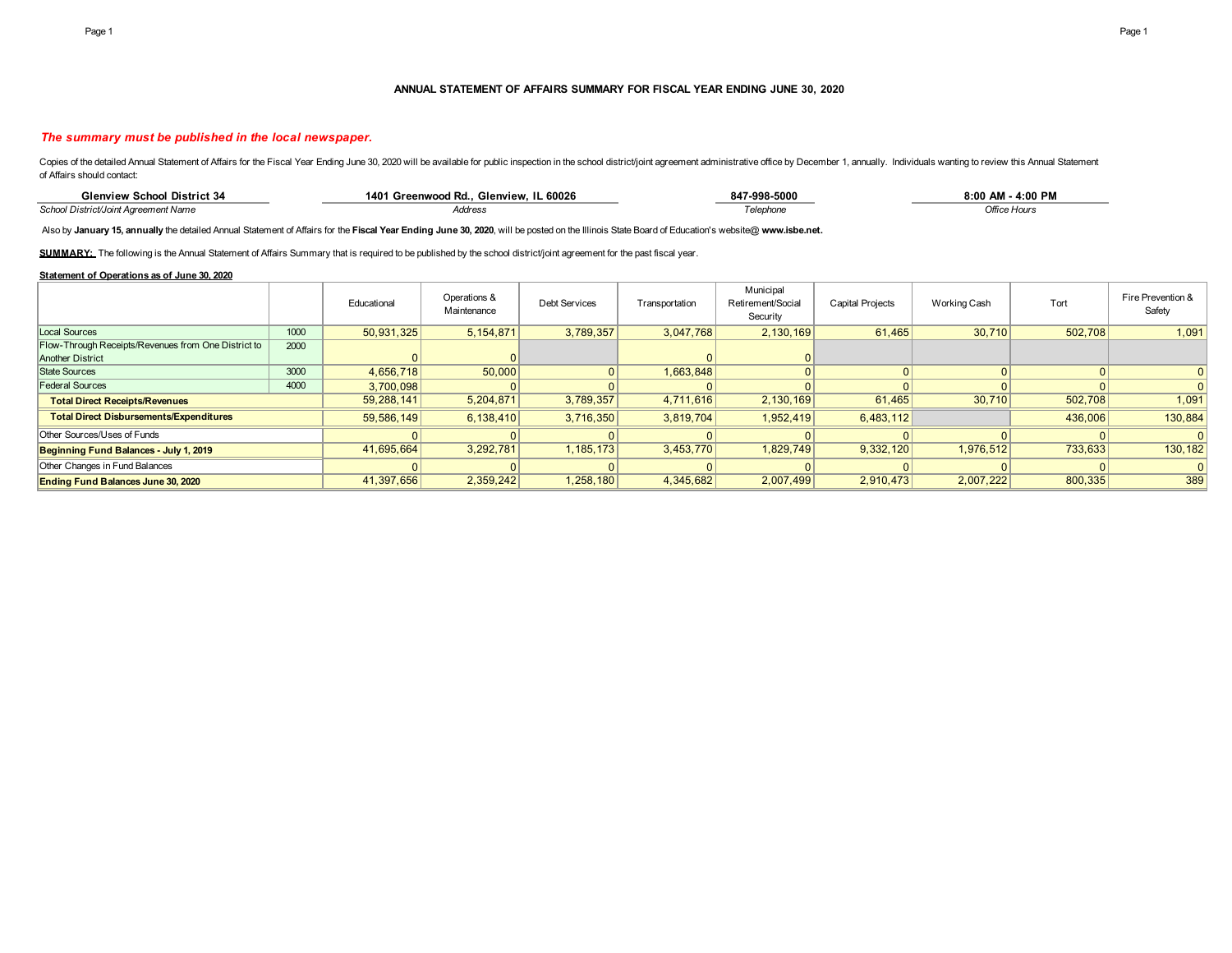**ANNUAL STATEMENT OF AFFAIRS SUMMARY FOR FISCAL YEAR ENDING JUNE 30, 2020**

***The summary must be published in the local newspaper.***

Copies of the detailed Annual Statement of Affairs for the Fiscal Year Ending June 30, 2020 will be available for public inspection in the school district/joint agreement administrative office by December 1, annually. Individuals wanting to review this Annual Statement of Affairs should contact:

| **Glenview School District 34** | **1401 Greenwood Rd., Glenview, IL 60026** | **847-998-5000** | **8:00 AM - 4:00 PM** |
|---|---|---|---|
| *School District/Joint Agreement Name* | *Address* | *Telephone* | *Office Hours* |

Also by **January 15, annually** the detailed Annual Statement of Affairs for the **Fiscal Year Ending June 30, 2020**, will be posted on the Illinois State Board of Education's website@ **www.isbe.net.**

**SUMMARY:** The following is the Annual Statement of Affairs Summary that is required to be published by the school district/joint agreement for the past fiscal year.

**Statement of Operations as of June 30, 2020**

| | | Educational | Operations & Maintenance | Debt Services | Transportation | Municipal Retirement/Social Security | Capital Projects | Working Cash | Tort | Fire Prevention & Safety |
|---|---|---|---|---|---|---|---|---|---|---|
| Local Sources | 1000 | 50,931,325 | 5,154,871 | 3,789,357 | 3,047,768 | 2,130,169 | 61,465 | 30,710 | 502,708 | 1,091 |
| Flow-Through Receipts/Revenues from One District to Another District | 2000 | 0 | 0 | | 0 | 0 | | | | |
| State Sources | 3000 | 4,656,718 | 50,000 | 0 | 1,663,848 | 0 | 0 | 0 | 0 | 0 |
| Federal Sources | 4000 | 3,700,098 | 0 | 0 | 0 | 0 | 0 | 0 | 0 | 0 |
| **Total Direct Receipts/Revenues** | | 59,288,141 | 5,204,871 | 3,789,357 | 4,711,616 | 2,130,169 | 61,465 | 30,710 | 502,708 | 1,091 |
| **Total Direct Disbursements/Expenditures** | | 59,586,149 | 6,138,410 | 3,716,350 | 3,819,704 | 1,952,419 | 6,483,112 | | 436,006 | 130,884 |
| Other Sources/Uses of Funds | | 0 | 0 | 0 | 0 | 0 | 0 | 0 | 0 | 0 |
| **Beginning Fund Balances - July 1, 2019** | | 41,695,664 | 3,292,781 | 1,185,173 | 3,453,770 | 1,829,749 | 9,332,120 | 1,976,512 | 733,633 | 130,182 |
| Other Changes in Fund Balances | | 0 | 0 | 0 | 0 | 0 | 0 | 0 | 0 | 0 |
| **Ending Fund Balances June 30, 2020** | | 41,397,656 | 2,359,242 | 1,258,180 | 4,345,682 | 2,007,499 | 2,910,473 | 2,007,222 | 800,335 | 389 |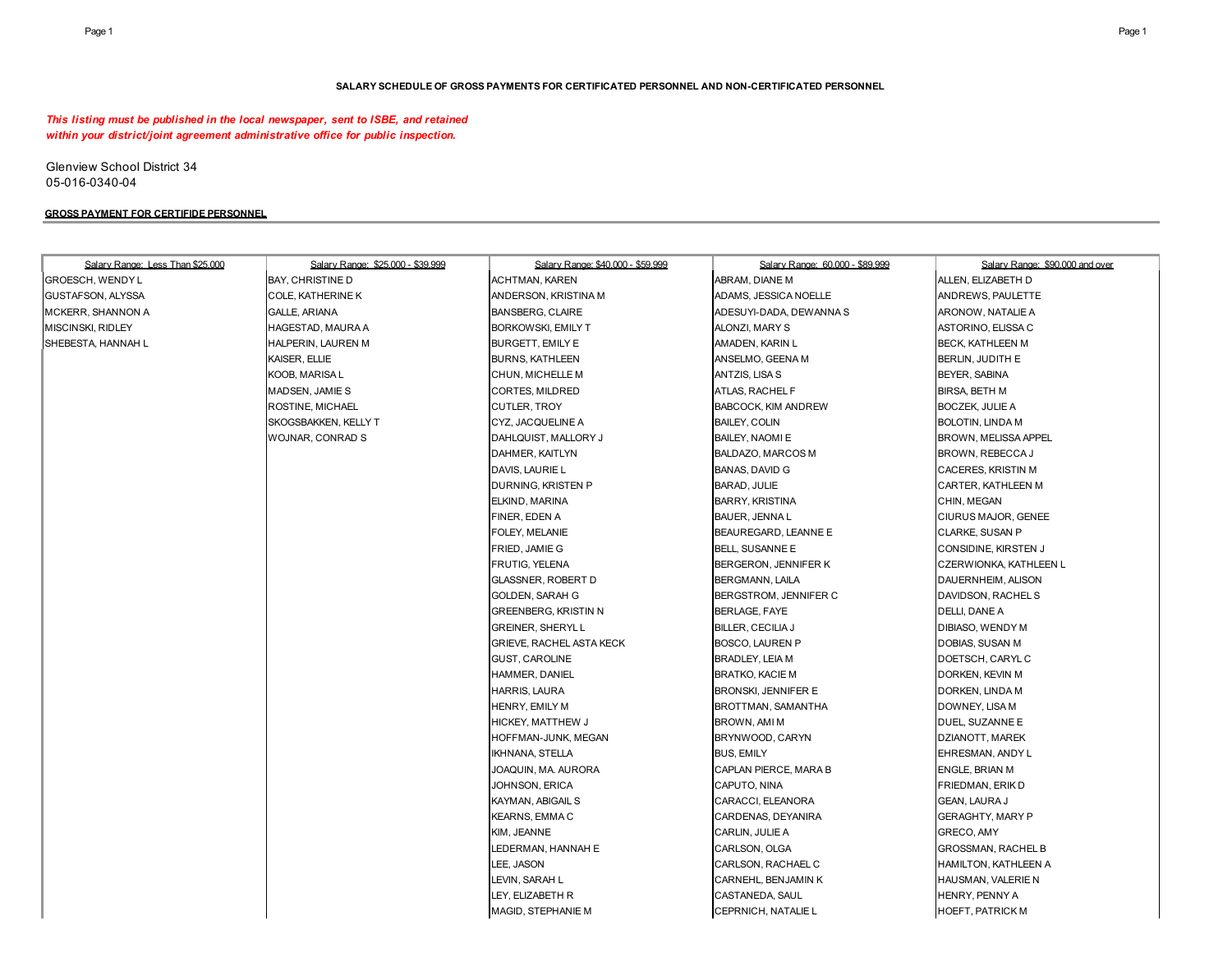**SALARY SCHEDULE OF GROSS PAYMENTS FOR CERTIFICATED PERSONNEL AND NON-CERTIFICATED PERSONNEL**

***This listing must be published in the local newspaper, sent to ISBE, and retained within your district/joint agreement administrative office for public inspection.***

Glenview School District 34
05-016-0340-04

**GROSS PAYMENT FOR CERTIFIDE PERSONNEL**

| Salary Range: Less Than $25,000 | Salary Range: $25,000 - $39,999 | Salary Range: $40,000 - $59,999 | Salary Range: 60,000 - $89,999 | Salary Range: $90,000 and over |
|---|---|---|---|---|
| GROESCH, WENDY L | BAY, CHRISTINE D | ACHTMAN, KAREN | ABRAM, DIANE M | ALLEN, ELIZABETH D |
| GUSTAFSON, ALYSSA | COLE, KATHERINE K | ANDERSON, KRISTINA M | ADAMS, JESSICA NOELLE | ANDREWS, PAULETTE |
| MCKERR, SHANNON A | GALLE, ARIANA | BANSBERG, CLAIRE | ADESUYI-DADA, DEWANNA S | ARONOW, NATALIE A |
| MISCINSKI, RIDLEY | HAGESTAD, MAURA A | BORKOWSKI, EMILY T | ALONZI, MARY S | ASTORINO, ELISSA C |
| SHEBESTA, HANNAH L | HALPERIN, LAUREN M | BURGETT, EMILY E | AMADEN, KARIN L | BECK, KATHLEEN M |
| | KAISER, ELLIE | BURNS, KATHLEEN | ANSELMO, GEENA M | BERLIN, JUDITH E |
| | KOOB, MARISA L | CHUN, MICHELLE M | ANTZIS, LISA S | BEYER, SABINA |
| | MADSEN, JAMIE S | CORTES, MILDRED | ATLAS, RACHEL F | BIRSA, BETH M |
| | ROSTINE, MICHAEL | CUTLER, TROY | BABCOCK, KIM ANDREW | BOCZEK, JULIE A |
| | SKOGSBAKKEN, KELLY T | CYZ, JACQUELINE A | BAILEY, COLIN | BOLOTIN, LINDA M |
| | WOJNAR, CONRAD S | DAHLQUIST, MALLORY J | BAILEY, NAOMI E | BROWN, MELISSA APPEL |
| | | DAHMER, KAITLYN | BALDAZO, MARCOS M | BROWN, REBECCA J |
| | | DAVIS, LAURIE L | BANAS, DAVID G | CACERES, KRISTIN M |
| | | DURNING, KRISTEN P | BARAD, JULIE | CARTER, KATHLEEN M |
| | | ELKIND, MARINA | BARRY, KRISTINA | CHIN, MEGAN |
| | | FINER, EDEN A | BAUER, JENNA L | CIURUS MAJOR, GENEE |
| | | FOLEY, MELANIE | BEAUREGARD, LEANNE E | CLARKE, SUSAN P |
| | | FRIED, JAMIE G | BELL, SUSANNE E | CONSIDINE, KIRSTEN J |
| | | FRUTIG, YELENA | BERGERON, JENNIFER K | CZERWIONKA, KATHLEEN L |
| | | GLASSNER, ROBERT D | BERGMANN, LAILA | DAUERNHEIM, ALISON |
| | | GOLDEN, SARAH G | BERGSTROM, JENNIFER C | DAVIDSON, RACHEL S |
| | | GREENBERG, KRISTIN N | BERLAGE, FAYE | DELLI, DANE A |
| | | GREINER, SHERYL L | BILLER, CECILIA J | DIBIASO, WENDY M |
| | | GRIEVE, RACHEL ASTA KECK | BOSCO, LAUREN P | DOBIAS, SUSAN M |
| | | GUST, CAROLINE | BRADLEY, LEIA M | DOETSCH, CARYL C |
| | | HAMMER, DANIEL | BRATKO, KACIE M | DORKEN, KEVIN M |
| | | HARRIS, LAURA | BRONSKI, JENNIFER E | DORKEN, LINDA M |
| | | HENRY, EMILY M | BROTTMAN, SAMANTHA | DOWNEY, LISA M |
| | | HICKEY, MATTHEW J | BROWN, AMI M | DUEL, SUZANNE E |
| | | HOFFMAN-JUNK, MEGAN | BRYNWOOD, CARYN | DZIANOTT, MAREK |
| | | IKHNANA, STELLA | BUS, EMILY | EHRESMAN, ANDY L |
| | | JOAQUIN, MA. AURORA | CAPLAN PIERCE, MARA B | ENGLE, BRIAN M |
| | | JOHNSON, ERICA | CAPUTO, NINA | FRIEDMAN, ERIK D |
| | | KAYMAN, ABIGAIL S | CARACCI, ELEANORA | GEAN, LAURA J |
| | | KEARNS, EMMA C | CARDENAS, DEYANIRA | GERAGHTY, MARY P |
| | | KIM, JEANNE | CARLIN, JULIE A | GRECO, AMY |
| | | LEDERMAN, HANNAH E | CARLSON, OLGA | GROSSMAN, RACHEL B |
| | | LEE, JASON | CARLSON, RACHAEL C | HAMILTON, KATHLEEN A |
| | | LEVIN, SARAH L | CARNEHL, BENJAMIN K | HAUSMAN, VALERIE N |
| | | LEY, ELIZABETH R | CASTANEDA, SAUL | HENRY, PENNY A |
| | | MAGID, STEPHANIE M | CEPRNICH, NATALIE L | HOEFT, PATRICK M |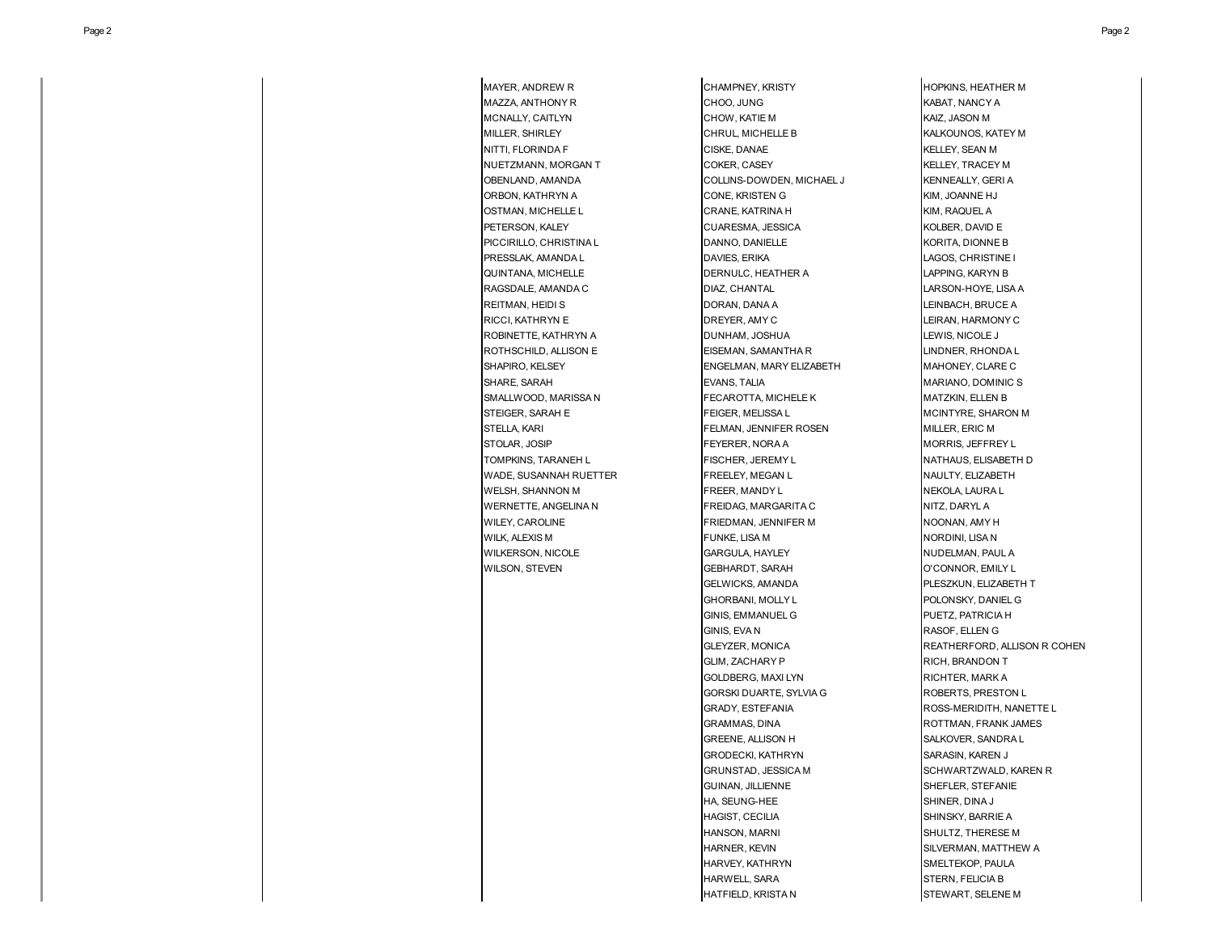MAYER, ANDREW R
MAZZA, ANTHONY R
MCNALLY, CAITLYN
MILLER, SHIRLEY
NITTI, FLORINDA F
NUETZMANN, MORGAN T
OBENLAND, AMANDA
ORBON, KATHRYN A
OSTMAN, MICHELLE L
PETERSON, KALEY
PICCIRILLO, CHRISTINA L
PRESSLAK, AMANDA L
QUINTANA, MICHELLE
RAGSDALE, AMANDA C
REITMAN, HEIDI S
RICCI, KATHRYN E
ROBINETTE, KATHRYN A
ROTHSCHILD, ALLISON E
SHAPIRO, KELSEY
SHARE, SARAH
SMALLWOOD, MARISSA N
STEIGER, SARAH E
STELLA, KARI
STOLAR, JOSIP
TOMPKINS, TARANEH L
WADE, SUSANNAH RUETTER
WELSH, SHANNON M
WERNETTE, ANGELINA N
WILEY, CAROLINE
WILK, ALEXIS M
WILKERSON, NICOLE
WILSON, STEVEN

CHAMPNEY, KRISTY
CHOO, JUNG
CHOW, KATIE M
CHRUL, MICHELLE B
CISKE, DANAE
COKER, CASEY
COLLINS-DOWDEN, MICHAEL J
CONE, KRISTEN G
CRANE, KATRINA H
CUARESMA, JESSICA
DANNO, DANIELLE
DAVIES, ERIKA
DERNULC, HEATHER A
DIAZ, CHANTAL
DORAN, DANA A
DREYER, AMY C
DUNHAM, JOSHUA
EISEMAN, SAMANTHA R
ENGELMAN, MARY ELIZABETH
EVANS, TALIA
FECAROTTA, MICHELE K
FEIGER, MELISSA L
FELMAN, JENNIFER ROSEN
FEYERER, NORA A
FISCHER, JEREMY L
FREELEY, MEGAN L
FREER, MANDY L
FREIDAG, MARGARITA C
FRIEDMAN, JENNIFER M
FUNKE, LISA M
GARGULA, HAYLEY
GEBHARDT, SARAH
GELWICKS, AMANDA
GHORBANI, MOLLY L
GINIS, EMMANUEL G
GINIS, EVA N
GLEYZER, MONICA
GLIM, ZACHARY P
GOLDBERG, MAXI LYN
GORSKI DUARTE, SYLVIA G
GRADY, ESTEFANIA
GRAMMAS, DINA
GREENE, ALLISON H
GRODECKI, KATHRYN
GRUNSTAD, JESSICA M
GUINAN, JILLIENNE
HA, SEUNG-HEE
HAGIST, CECILIA
HANSON, MARNI
HARNER, KEVIN
HARVEY, KATHRYN
HARWELL, SARA
HATFIELD, KRISTA N

HOPKINS, HEATHER M
KABAT, NANCY A
KAIZ, JASON M
KALKOUNOS, KATEY M
KELLEY, SEAN M
KELLEY, TRACEY M
KENNEALLY, GERI A
KIM, JOANNE HJ
KIM, RAQUEL A
KOLBER, DAVID E
KORITA, DIONNE B
LAGOS, CHRISTINE I
LAPPING, KARYN B
LARSON-HOYE, LISA A
LEINBACH, BRUCE A
LEIRAN, HARMONY C
LEWIS, NICOLE J
LINDNER, RHONDA L
MAHONEY, CLARE C
MARIANO, DOMINIC S
MATZKIN, ELLEN B
MCINTYRE, SHARON M
MILLER, ERIC M
MORRIS, JEFFREY L
NATHAUS, ELISABETH D
NAULTY, ELIZABETH
NEKOLA, LAURA L
NITZ, DARYL A
NOONAN, AMY H
NORDINI, LISA N
NUDELMAN, PAUL A
O'CONNOR, EMILY L
PLESZKUN, ELIZABETH T
POLONSKY, DANIEL G
PUETZ, PATRICIA H
RASOF, ELLEN G
REATHERFORD, ALLISON R COHEN
RICH, BRANDON T
RICHTER, MARK A
ROBERTS, PRESTON L
ROSS-MERIDITH, NANETTE L
ROTTMAN, FRANK JAMES
SALKOVER, SANDRA L
SARASIN, KAREN J
SCHWARTZWALD, KAREN R
SHEFLER, STEFANIE
SHINER, DINA J
SHINSKY, BARRIE A
SHULTZ, THERESE M
SILVERMAN, MATTHEW A
SMELTEKOP, PAULA
STERN, FELICIA B
STEWART, SELENE M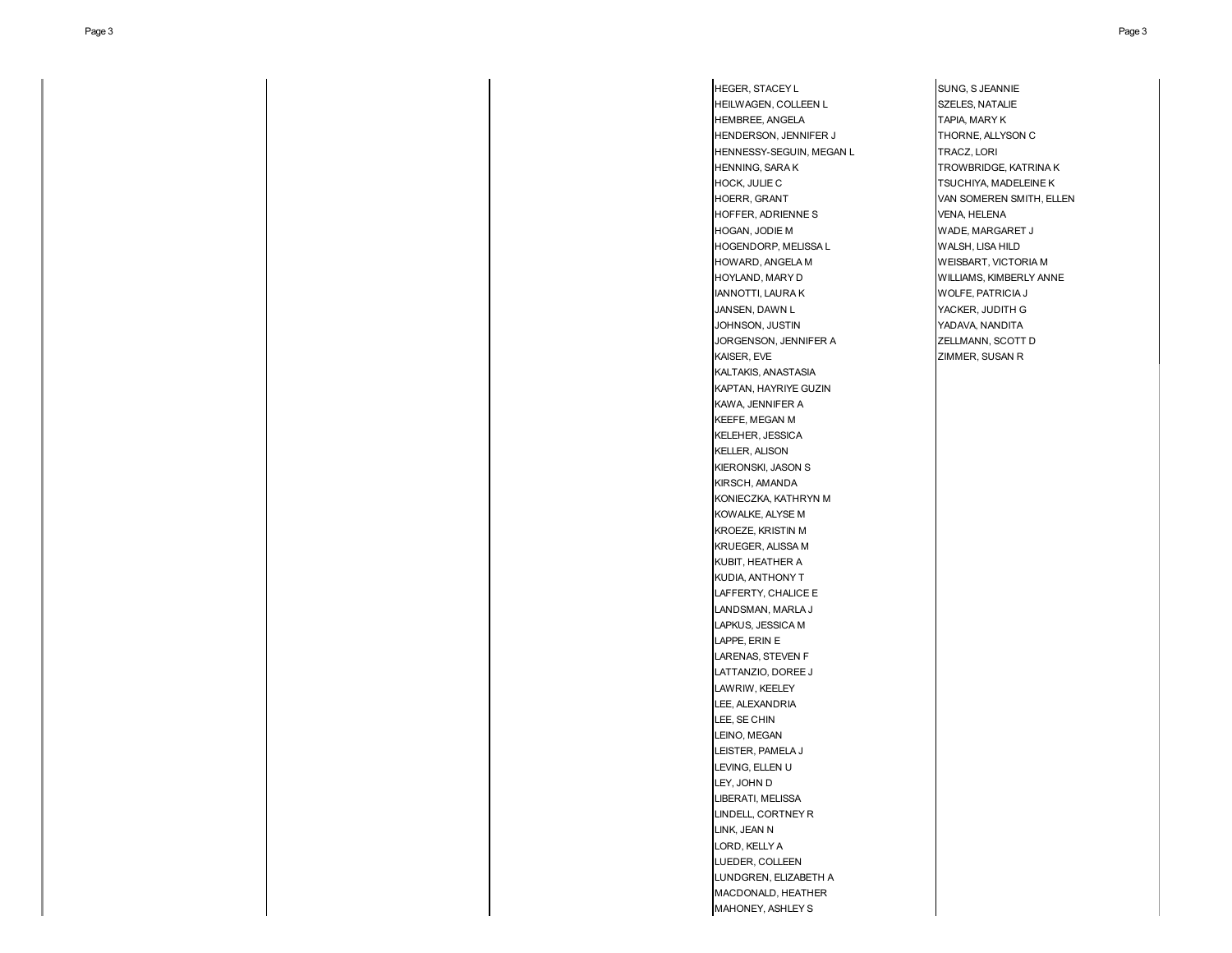HEGER, STACEY L
HEILWAGEN, COLLEEN L
HEMBREE, ANGELA
HENDERSON, JENNIFER J
HENNESSY-SEGUIN, MEGAN L
HENNING, SARA K
HOCK, JULIE C
HOERR, GRANT
HOFFER, ADRIENNE S
HOGAN, JODIE M
HOGENDORP, MELISSA L
HOWARD, ANGELA M
HOYLAND, MARY D
IANNOTTI, LAURA K
JANSEN, DAWN L
JOHNSON, JUSTIN
JORGENSON, JENNIFER A
KAISER, EVE
KALTAKIS, ANASTASIA
KAPTAN, HAYRIYE GUZIN
KAWA, JENNIFER A
KEEFE, MEGAN M
KELEHER, JESSICA
KELLER, ALISON
KIERONSKI, JASON S
KIRSCH, AMANDA
KONIECZKA, KATHRYN M
KOWALKE, ALYSE M
KROEZE, KRISTIN M
KRUEGER, ALISSA M
KUBIT, HEATHER A
KUDIA, ANTHONY T
LAFFERTY, CHALICE E
LANDSMAN, MARLA J
LAPKUS, JESSICA M
LAPPE, ERIN E
LARENAS, STEVEN F
LATTANZIO, DOREE J
LAWRIW, KEELEY
LEE, ALEXANDRIA
LEE, SE CHIN
LEINO, MEGAN
LEISTER, PAMELA J
LEVING, ELLEN U
LEY, JOHN D
LIBERATI, MELISSA
LINDELL, CORTNEY R
LINK, JEAN N
LORD, KELLY A
LUEDER, COLLEEN
LUNDGREN, ELIZABETH A
MACDONALD, HEATHER
MAHONEY, ASHLEY S

SUNG, S JEANNIE
SZELES, NATALIE
TAPIA, MARY K
THORNE, ALLYSON C
TRACZ, LORI
TROWBRIDGE, KATRINA K
TSUCHIYA, MADELEINE K
VAN SOMEREN SMITH, ELLEN
VENA, HELENA
WADE, MARGARET J
WALSH, LISA HILD
WEISBART, VICTORIA M
WILLIAMS, KIMBERLY ANNE
WOLFE, PATRICIA J
YACKER, JUDITH G
YADAVA, NANDITA
ZELLMANN, SCOTT D
ZIMMER, SUSAN R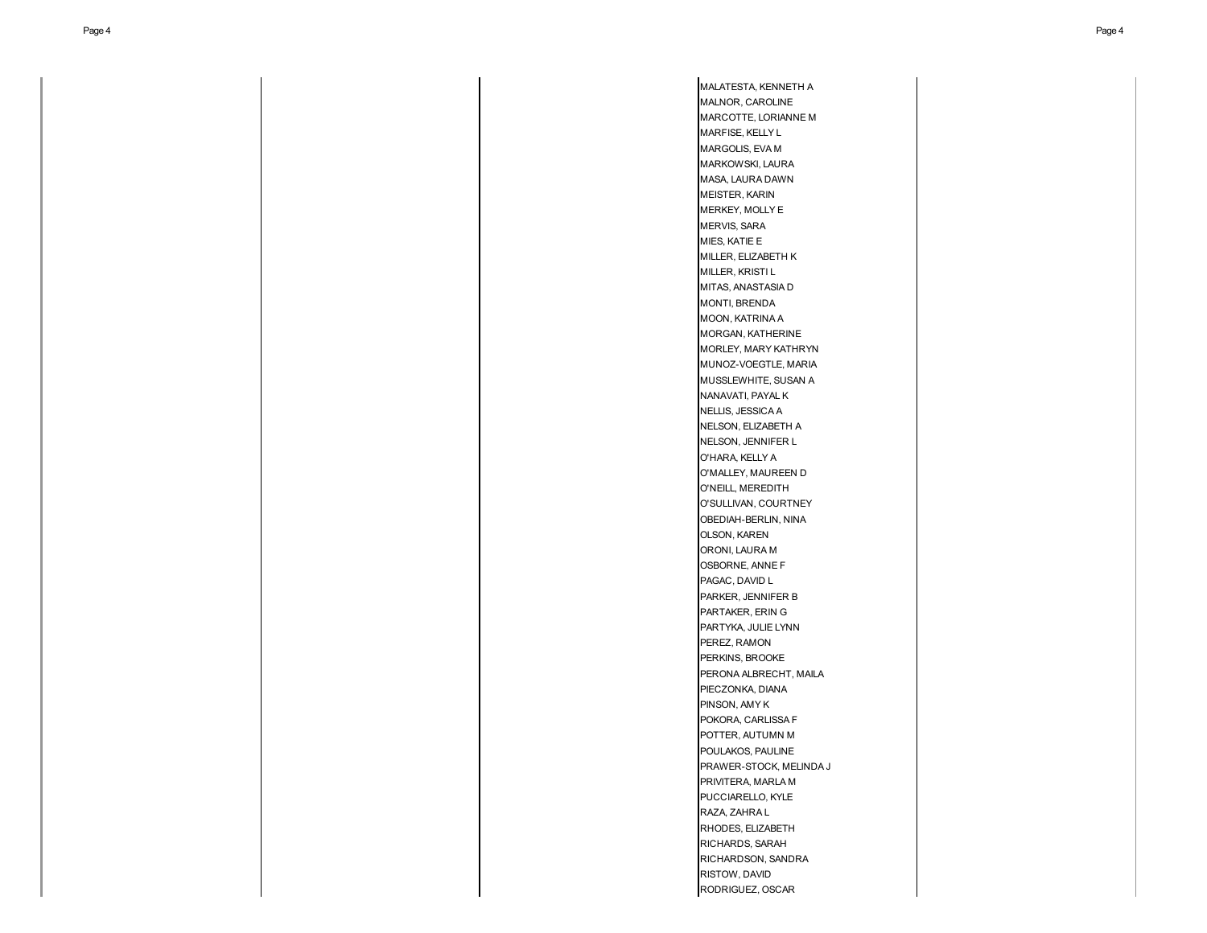MALATESTA, KENNETH A
MALNOR, CAROLINE
MARCOTTE, LORIANNE M
MARFISE, KELLY L
MARGOLIS, EVA M
MARKOWSKI, LAURA
MASA, LAURA DAWN
MEISTER, KARIN
MERKEY, MOLLY E
MERVIS, SARA
MIES, KATIE E
MILLER, ELIZABETH K
MILLER, KRISTI L
MITAS, ANASTASIA D
MONTI, BRENDA
MOON, KATRINA A
MORGAN, KATHERINE
MORLEY, MARY KATHRYN
MUNOZ-VOEGTLE, MARIA
MUSSLEWHITE, SUSAN A
NANAVATI, PAYAL K
NELLIS, JESSICA A
NELSON, ELIZABETH A
NELSON, JENNIFER L
O'HARA, KELLY A
O'MALLEY, MAUREEN D
O'NEILL, MEREDITH
O'SULLIVAN, COURTNEY
OBEDIAH-BERLIN, NINA
OLSON, KAREN
ORONI, LAURA M
OSBORNE, ANNE F
PAGAC, DAVID L
PARKER, JENNIFER B
PARTAKER, ERIN G
PARTYKA, JULIE LYNN
PEREZ, RAMON
PERKINS, BROOKE
PERONA ALBRECHT, MAILA
PIECZONKA, DIANA
PINSON, AMY K
POKORA, CARLISSA F
POTTER, AUTUMN M
POULAKOS, PAULINE
PRAWER-STOCK, MELINDA J
PRIVITERA, MARLA M
PUCCIARELLO, KYLE
RAZA, ZAHRA L
RHODES, ELIZABETH
RICHARDS, SARAH
RICHARDSON, SANDRA
RISTOW, DAVID
RODRIGUEZ, OSCAR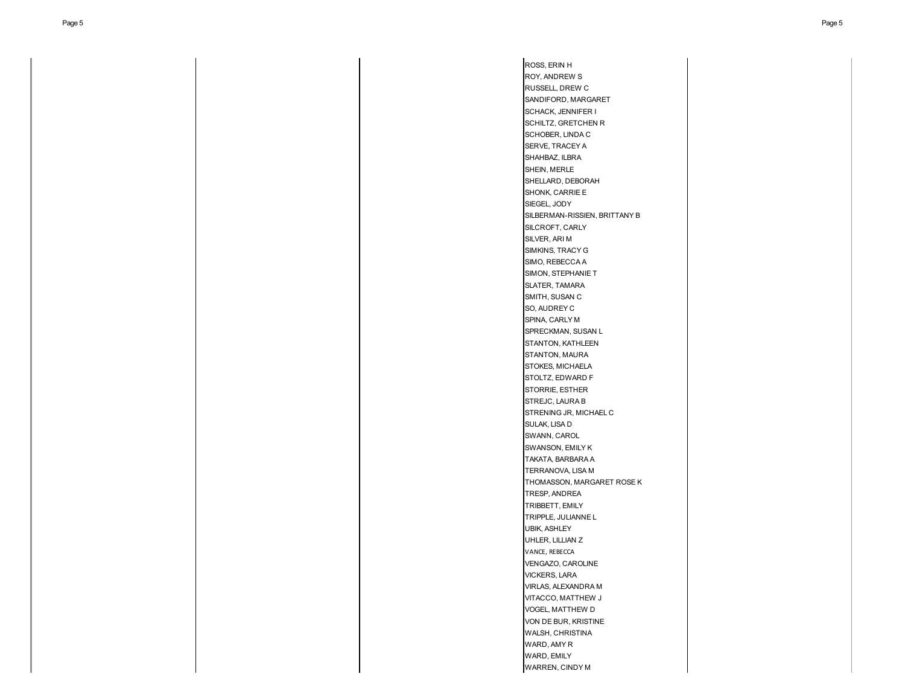ROSS, ERIN H
ROY, ANDREW S
RUSSELL, DREW C
SANDIFORD, MARGARET
SCHACK, JENNIFER I
SCHILTZ, GRETCHEN R
SCHOBER, LINDA C
SERVE, TRACEY A
SHAHBAZ, ILBRA
SHEIN, MERLE
SHELLARD, DEBORAH
SHONK, CARRIE E
SIEGEL, JODY
SILBERMAN-RISSIEN, BRITTANY B
SILCROFT, CARLY
SILVER, ARI M
SIMKINS, TRACY G
SIMO, REBECCA A
SIMON, STEPHANIE T
SLATER, TAMARA
SMITH, SUSAN C
SO, AUDREY C
SPINA, CARLY M
SPRECKMAN, SUSAN L
STANTON, KATHLEEN
STANTON, MAURA
STOKES, MICHAELA
STOLTZ, EDWARD F
STORRIE, ESTHER
STREJC, LAURA B
STRENING JR, MICHAEL C
SULAK, LISA D
SWANN, CAROL
SWANSON, EMILY K
TAKATA, BARBARA A
TERRANOVA, LISA M
THOMASSON, MARGARET ROSE K
TRESP, ANDREA
TRIBBETT, EMILY
TRIPPLE, JULIANNE L
UBIK, ASHLEY
UHLER, LILLIAN Z
VANCE, REBECCA
VENGAZO, CAROLINE
VICKERS, LARA
VIRLAS, ALEXANDRA M
VITACCO, MATTHEW J
VOGEL, MATTHEW D
VON DE BUR, KRISTINE
WALSH, CHRISTINA
WARD, AMY R
WARD, EMILY
WARREN, CINDY M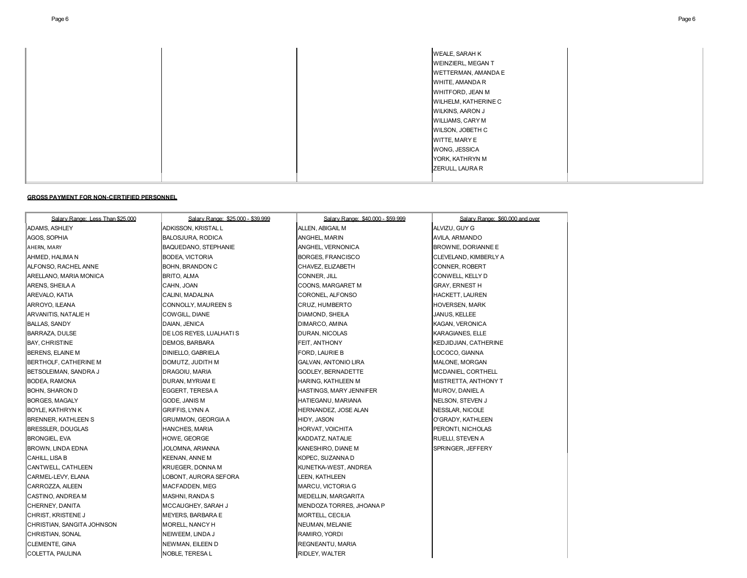| | | | | |
|---|---|---|---|---|
| | | | WEALE, SARAH K | |
| | | | WEINZIERL, MEGAN T | |
| | | | WETTERMAN, AMANDA E | |
| | | | WHITE, AMANDA R | |
| | | | WHITFORD, JEAN M | |
| | | | WILHELM, KATHERINE C | |
| | | | WILKINS, AARON J | |
| | | | WILLIAMS, CARY M | |
| | | | WILSON, JOBETH C | |
| | | | WITTE, MARY E | |
| | | | WONG, JESSICA | |
| | | | YORK, KATHRYN M | |
| | | | ZERULL, LAURA R | |

**GROSS PAYMENT FOR NON-CERTIFIED PERSONNEL**

| Salary Range: Less Than $25,000 | Salary Range: $25,000 - $39,999 | Salary Range: $40,000 - $59,999 | Salary Range: $60,000 and over |
|---|---|---|---|
| ADAMS, ASHLEY | ADKISSON, KRISTAL L | ALLEN, ABIGAIL M | ALVIZU, GUY G |
| AGOS, SOPHIA | BALOSJURA, RODICA | ANGHEL, MARIN | AVILA, ARMANDO |
| AHERN, MARY | BAQUEDANO, STEPHANIE | ANGHEL, VERNONICA | BROWNE, DORIANNE E |
| AHMED, HALIMA N | BODEA, VICTORIA | BORGES, FRANCISCO | CLEVELAND, KIMBERLY A |
| ALFONSO, RACHEL ANNE | BOHN, BRANDON C | CHAVEZ, ELIZABETH | CONNER, ROBERT |
| ARELLANO, MARIA MONICA | BRITO, ALMA | CONNER, JILL | CONWELL, KELLY D |
| ARENS, SHEILA A | CAHN, JOAN | COONS, MARGARET M | GRAY, ERNEST H |
| AREVALO, KATIA | CALINI, MADALINA | CORONEL, ALFONSO | HACKETT, LAUREN |
| ARROYO, ILEANA | CONNOLLY, MAUREEN S | CRUZ, HUMBERTO | HOVERSEN, MARK |
| ARVANITIS, NATALIE H | COWGILL, DIANE | DIAMOND, SHEILA | JANUS, KELLEE |
| BALLAS, SANDY | DAIAN, JENICA | DIMARCO, AMINA | KAGAN, VERONICA |
| BARRAZA, DULSE | DE LOS REYES, LUALHATI S | DURAN, NICOLAS | KARAGIANES, ELLE |
| BAY, CHRISTINE | DEMOS, BARBARA | FEIT, ANTHONY | KEDJIDJIAN, CATHERINE |
| BERENS, ELAINE M | DINIELLO, GABRIELA | FORD, LAURIE B | LOCOCO, GIANNA |
| BERTHOLF, CATHERINE M | DOMUTZ, JUDITH M | GALVAN, ANTONIO LIRA | MALONE, MORGAN |
| BETSOLEIMAN, SANDRA J | DRAGOIU, MARIA | GODLEY, BERNADETTE | MCDANIEL, CORTHELL |
| BODEA, RAMONA | DURAN, MYRIAM E | HARING, KATHLEEN M | MISTRETTA, ANTHONY T |
| BOHN, SHARON D | EGGERT, TERESA A | HASTINGS, MARY JENNIFER | MUROV, DANIEL A |
| BORGES, MAGALY | GODE, JANIS M | HATIEGANU, MARIANA | NELSON, STEVEN J |
| BOYLE, KATHRYN K | GRIFFIS, LYNN A | HERNANDEZ, JOSE ALAN | NESSLAR, NICOLE |
| BRENNER, KATHLEEN S | GRUMMON, GEORGIA A | HIDY, JASON | O'GRADY, KATHLEEN |
| BRESSLER, DOUGLAS | HANCHES, MARIA | HORVAT, VOICHITA | PERONTI, NICHOLAS |
| BRONGIEL, EVA | HOWE, GEORGE | KADDATZ, NATALIE | RUELLI, STEVEN A |
| BROWN, LINDA EDNA | JOLOMNA, ARIANNA | KANESHIRO, DIANE M | SPRINGER, JEFFERY |
| CAHILL, LISA B | KEENAN, ANNE M | KOPEC, SUZANNA D | |
| CANTWELL, CATHLEEN | KRUEGER, DONNA M | KUNETKA-WEST, ANDREA | |
| CARMEL-LEVY, ELANA | LOBONT, AURORA SEFORA | LEEN, KATHLEEN | |
| CARROZZA, AILEEN | MACFADDEN, MEG | MARCU, VICTORIA G | |
| CASTINO, ANDREA M | MASHNI, RANDA S | MEDELLIN, MARGARITA | |
| CHERNEY, DANITA | MCCAUGHEY, SARAH J | MENDOZA TORRES, JHOANA P | |
| CHRIST, KRISTENE J | MEYERS, BARBARA E | MORTELL, CECILIA | |
| CHRISTIAN, SANGITA JOHNSON | MORELL, NANCY H | NEUMAN, MELANIE | |
| CHRISTIAN, SONAL | NEIWEEM, LINDA J | RAMIRO, YORDI | |
| CLEMENTE, GINA | NEWMAN, EILEEN D | REGNEANTU, MARIA | |
| COLETTA, PAULINA | NOBLE, TERESA L | RIDLEY, WALTER | |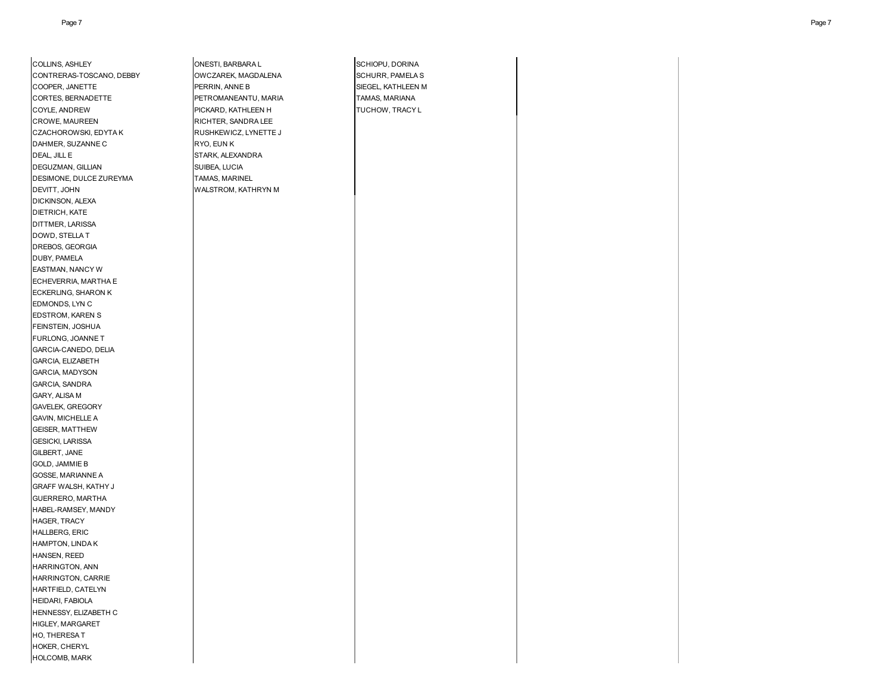COLLINS, ASHLEY
CONTRERAS-TOSCANO, DEBBY
COOPER, JANETTE
CORTES, BERNADETTE
COYLE, ANDREW
CROWE, MAUREEN
CZACHOROWSKI, EDYTA K
DAHMER, SUZANNE C
DEAL, JILL E
DEGUZMAN, GILLIAN
DESIMONE, DULCE ZUREYMA
DEVITT, JOHN
DICKINSON, ALEXA
DIETRICH, KATE
DITTMER, LARISSA
DOWD, STELLA T
DREBOS, GEORGIA
DUBY, PAMELA
EASTMAN, NANCY W
ECHEVERRIA, MARTHA E
ECKERLING, SHARON K
EDMONDS, LYN C
EDSTROM, KAREN S
FEINSTEIN, JOSHUA
FURLONG, JOANNE T
GARCIA-CANEDO, DELIA
GARCIA, ELIZABETH
GARCIA, MADYSON
GARCIA, SANDRA
GARY, ALISA M
GAVELEK, GREGORY
GAVIN, MICHELLE A
GEISER, MATTHEW
GESICKI, LARISSA
GILBERT, JANE
GOLD, JAMMIE B
GOSSE, MARIANNE A
GRAFF WALSH, KATHY J
GUERRERO, MARTHA
HABEL-RAMSEY, MANDY
HAGER, TRACY
HALLBERG, ERIC
HAMPTON, LINDA K
HANSEN, REED
HARRINGTON, ANN
HARRINGTON, CARRIE
HARTFIELD, CATELYN
HEIDARI, FABIOLA
HENNESSY, ELIZABETH C
HIGLEY, MARGARET
HO, THERESA T
HOKER, CHERYL
HOLCOMB, MARK

ONESTI, BARBARA L
OWCZAREK, MAGDALENA
PERRIN, ANNE B
PETROMANEANTU, MARIA
PICKARD, KATHLEEN H
RICHTER, SANDRA LEE
RUSHKEWICZ, LYNETTE J
RYO, EUN K
STARK, ALEXANDRA
SUIBEA, LUCIA
TAMAS, MARINEL
WALSTROM, KATHRYN M

SCHIOPU, DORINA
SCHURR, PAMELA S
SIEGEL, KATHLEEN M
TAMAS, MARIANA
TUCHOW, TRACY L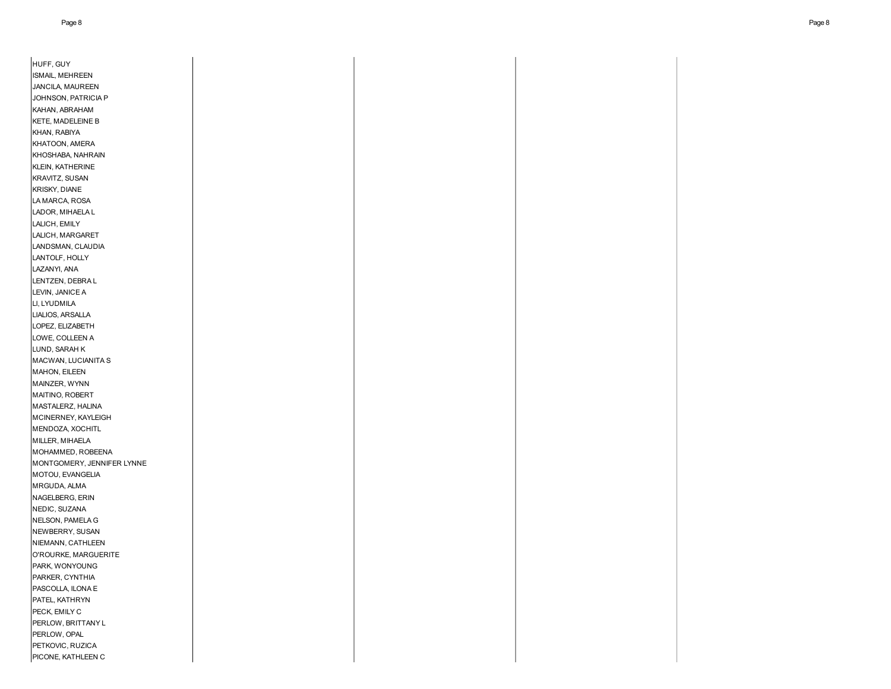HUFF, GUY
ISMAIL, MEHREEN
JANCILA, MAUREEN
JOHNSON, PATRICIA P
KAHAN, ABRAHAM
KETE, MADELEINE B
KHAN, RABIYA
KHATOON, AMERA
KHOSHABA, NAHRAIN
KLEIN, KATHERINE
KRAVITZ, SUSAN
KRISKY, DIANE
LA MARCA, ROSA
LADOR, MIHAELA L
LALICH, EMILY
LALICH, MARGARET
LANDSMAN, CLAUDIA
LANTOLF, HOLLY
LAZANYI, ANA
LENTZEN, DEBRA L
LEVIN, JANICE A
LI, LYUDMILA
LIALIOS, ARSALLA
LOPEZ, ELIZABETH
LOWE, COLLEEN A
LUND, SARAH K
MACWAN, LUCIANITA S
MAHON, EILEEN
MAINZER, WYNN
MAITINO, ROBERT
MASTALERZ, HALINA
MCINERNEY, KAYLEIGH
MENDOZA, XOCHITL
MILLER, MIHAELA
MOHAMMED, ROBEENA
MONTGOMERY, JENNIFER LYNNE
MOTOU, EVANGELIA
MRGUDA, ALMA
NAGELBERG, ERIN
NEDIC, SUZANA
NELSON, PAMELA G
NEWBERRY, SUSAN
NIEMANN, CATHLEEN
O'ROURKE, MARGUERITE
PARK, WONYOUNG
PARKER, CYNTHIA
PASCOLLA, ILONA E
PATEL, KATHRYN
PECK, EMILY C
PERLOW, BRITTANY L
PERLOW, OPAL
PETKOVIC, RUZICA
PICONE, KATHLEEN C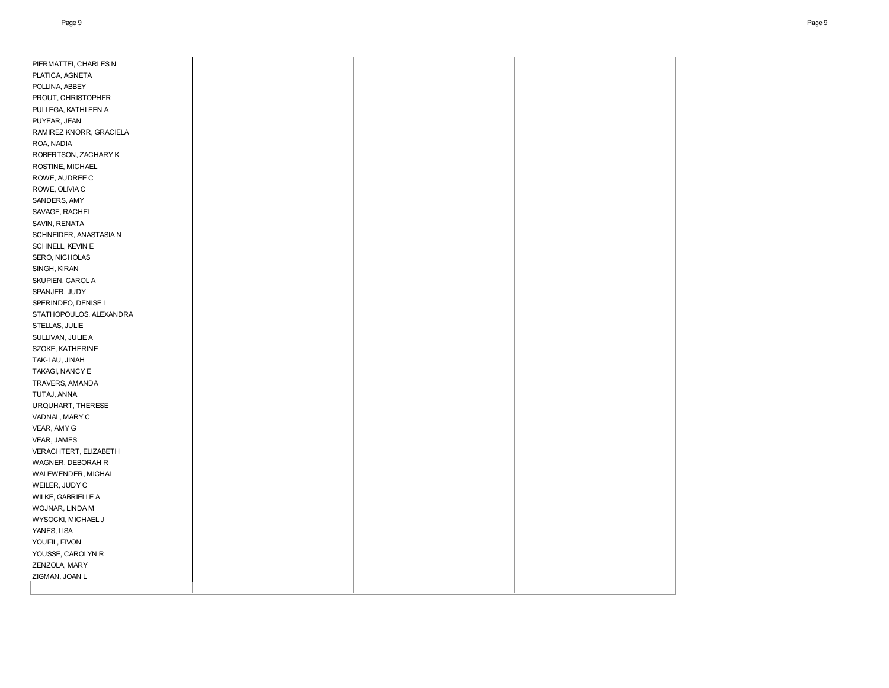| | | | |
|---|---|---|---|
| PIERMATTEI, CHARLES N | | | |
| PLATICA, AGNETA | | | |
| POLLINA, ABBEY | | | |
| PROUT, CHRISTOPHER | | | |
| PULLEGA, KATHLEEN A | | | |
| PUYEAR, JEAN | | | |
| RAMIREZ KNORR, GRACIELA | | | |
| ROA, NADIA | | | |
| ROBERTSON, ZACHARY K | | | |
| ROSTINE, MICHAEL | | | |
| ROWE, AUDREE C | | | |
| ROWE, OLIVIA C | | | |
| SANDERS, AMY | | | |
| SAVAGE, RACHEL | | | |
| SAVIN, RENATA | | | |
| SCHNEIDER, ANASTASIA N | | | |
| SCHNELL, KEVIN E | | | |
| SERO, NICHOLAS | | | |
| SINGH, KIRAN | | | |
| SKUPIEN, CAROL A | | | |
| SPANJER, JUDY | | | |
| SPERINDEO, DENISE L | | | |
| STATHOPOULOS, ALEXANDRA | | | |
| STELLAS, JULIE | | | |
| SULLIVAN, JULIE A | | | |
| SZOKE, KATHERINE | | | |
| TAK-LAU, JINAH | | | |
| TAKAGI, NANCY E | | | |
| TRAVERS, AMANDA | | | |
| TUTAJ, ANNA | | | |
| URQUHART, THERESE | | | |
| VADNAL, MARY C | | | |
| VEAR, AMY G | | | |
| VEAR, JAMES | | | |
| VERACHTERT, ELIZABETH | | | |
| WAGNER, DEBORAH R | | | |
| WALEWENDER, MICHAL | | | |
| WEILER, JUDY C | | | |
| WILKE, GABRIELLE A | | | |
| WOJNAR, LINDA M | | | |
| WYSOCKI, MICHAEL J | | | |
| YANES, LISA | | | |
| YOUEIL, EIVON | | | |
| YOUSSE, CAROLYN R | | | |
| ZENZOLA, MARY | | | |
| ZIGMAN, JOAN L | | | |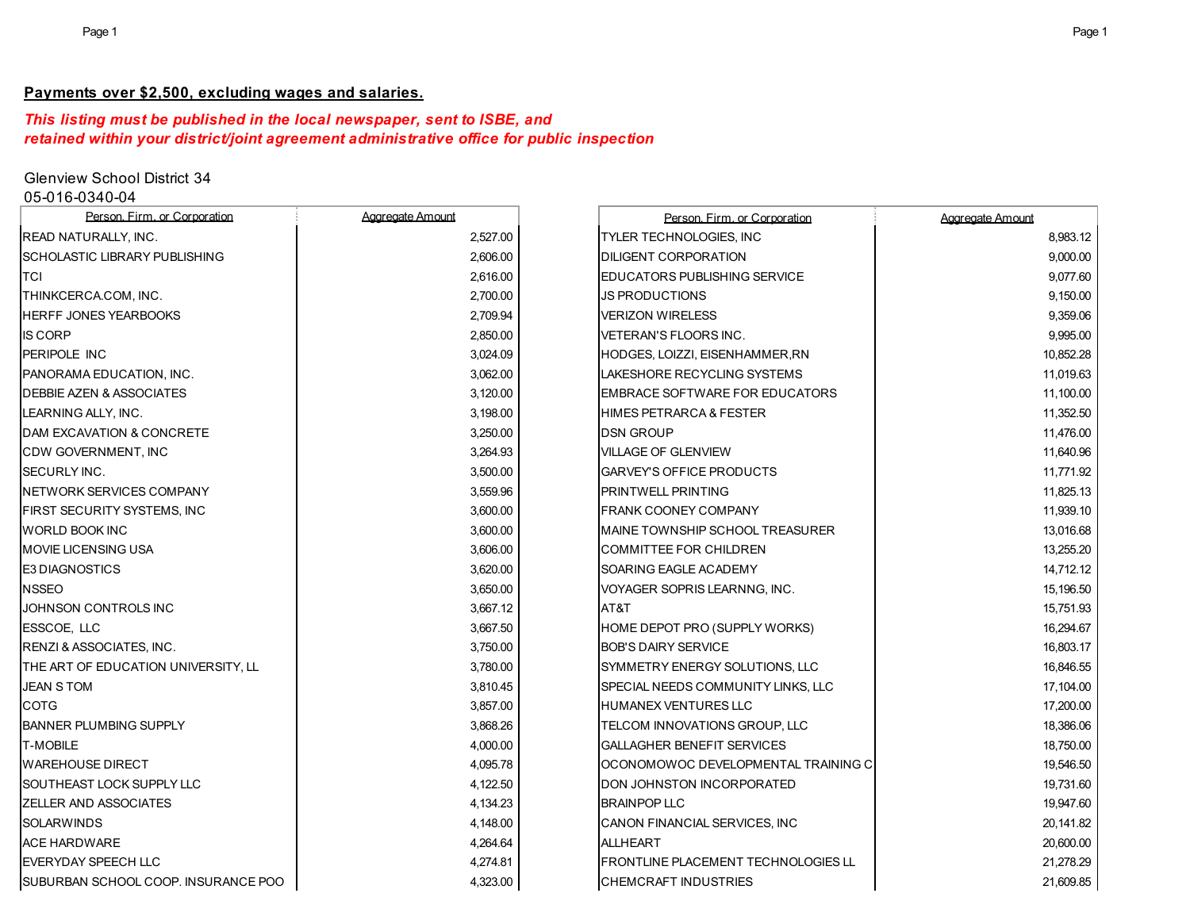**Payments over $2,500, excluding wages and salaries.**

***This listing must be published in the local newspaper, sent to ISBE, and retained within your district/joint agreement administrative office for public inspection***

Glenview School District 34
05-016-0340-04

| Person, Firm, or Corporation | Aggregate Amount |
|---|---|
| READ NATURALLY, INC. | 2,527.00 |
| SCHOLASTIC LIBRARY PUBLISHING | 2,606.00 |
| TCI | 2,616.00 |
| THINKCERCA.COM, INC. | 2,700.00 |
| HERFF JONES YEARBOOKS | 2,709.94 |
| IS CORP | 2,850.00 |
| PERIPOLE INC | 3,024.09 |
| PANORAMA EDUCATION, INC. | 3,062.00 |
| DEBBIE AZEN & ASSOCIATES | 3,120.00 |
| LEARNING ALLY, INC. | 3,198.00 |
| DAM EXCAVATION & CONCRETE | 3,250.00 |
| CDW GOVERNMENT, INC | 3,264.93 |
| SECURLY INC. | 3,500.00 |
| NETWORK SERVICES COMPANY | 3,559.96 |
| FIRST SECURITY SYSTEMS, INC | 3,600.00 |
| WORLD BOOK INC | 3,600.00 |
| MOVIE LICENSING USA | 3,606.00 |
| E3 DIAGNOSTICS | 3,620.00 |
| NSSEO | 3,650.00 |
| JOHNSON CONTROLS INC | 3,667.12 |
| ESSCOE, LLC | 3,667.50 |
| RENZI & ASSOCIATES, INC. | 3,750.00 |
| THE ART OF EDUCATION UNIVERSITY, LL | 3,780.00 |
| JEAN S TOM | 3,810.45 |
| COTG | 3,857.00 |
| BANNER PLUMBING SUPPLY | 3,868.26 |
| T-MOBILE | 4,000.00 |
| WAREHOUSE DIRECT | 4,095.78 |
| SOUTHEAST LOCK SUPPLY LLC | 4,122.50 |
| ZELLER AND ASSOCIATES | 4,134.23 |
| SOLARWINDS | 4,148.00 |
| ACE HARDWARE | 4,264.64 |
| EVERYDAY SPEECH LLC | 4,274.81 |
| SUBURBAN SCHOOL COOP. INSURANCE POO | 4,323.00 |
| TYLER TECHNOLOGIES, INC | 8,983.12 |
| DILIGENT CORPORATION | 9,000.00 |
| EDUCATORS PUBLISHING SERVICE | 9,077.60 |
| JS PRODUCTIONS | 9,150.00 |
| VERIZON WIRELESS | 9,359.06 |
| VETERAN'S FLOORS INC. | 9,995.00 |
| HODGES, LOIZZI, EISENHAMMER,RN | 10,852.28 |
| LAKESHORE RECYCLING SYSTEMS | 11,019.63 |
| EMBRACE SOFTWARE FOR EDUCATORS | 11,100.00 |
| HIMES PETRARCA & FESTER | 11,352.50 |
| DSN GROUP | 11,476.00 |
| VILLAGE OF GLENVIEW | 11,640.96 |
| GARVEY'S OFFICE PRODUCTS | 11,771.92 |
| PRINTWELL PRINTING | 11,825.13 |
| FRANK COONEY COMPANY | 11,939.10 |
| MAINE TOWNSHIP SCHOOL TREASURER | 13,016.68 |
| COMMITTEE FOR CHILDREN | 13,255.20 |
| SOARING EAGLE ACADEMY | 14,712.12 |
| VOYAGER SOPRIS LEARNNG, INC. | 15,196.50 |
| AT&T | 15,751.93 |
| HOME DEPOT PRO (SUPPLY WORKS) | 16,294.67 |
| BOB'S DAIRY SERVICE | 16,803.17 |
| SYMMETRY ENERGY SOLUTIONS, LLC | 16,846.55 |
| SPECIAL NEEDS COMMUNITY LINKS, LLC | 17,104.00 |
| HUMANEX VENTURES LLC | 17,200.00 |
| TELCOM INNOVATIONS GROUP, LLC | 18,386.06 |
| GALLAGHER BENEFIT SERVICES | 18,750.00 |
| OCONOMOWOC DEVELOPMENTAL TRAINING C | 19,546.50 |
| DON JOHNSTON INCORPORATED | 19,731.60 |
| BRAINPOP LLC | 19,947.60 |
| CANON FINANCIAL SERVICES, INC | 20,141.82 |
| ALLHEART | 20,600.00 |
| FRONTLINE PLACEMENT TECHNOLOGIES LL | 21,278.29 |
| CHEMCRAFT INDUSTRIES | 21,609.85 |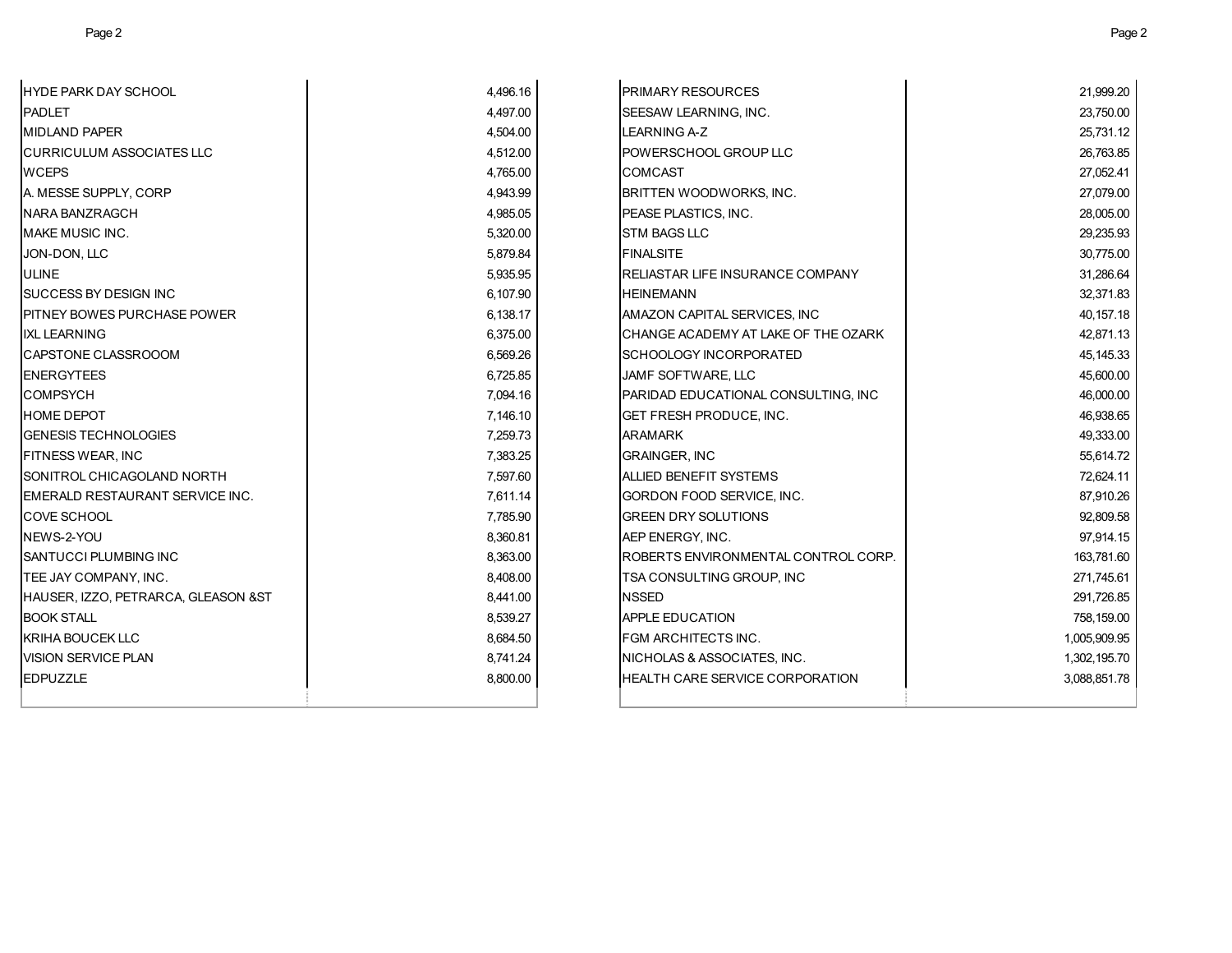| | |
|---|---|
| HYDE PARK DAY SCHOOL | 4,496.16 |
| PADLET | 4,497.00 |
| MIDLAND PAPER | 4,504.00 |
| CURRICULUM ASSOCIATES LLC | 4,512.00 |
| WCEPS | 4,765.00 |
| A. MESSE SUPPLY, CORP | 4,943.99 |
| NARA BANZRAGCH | 4,985.05 |
| MAKE MUSIC INC. | 5,320.00 |
| JON-DON, LLC | 5,879.84 |
| ULINE | 5,935.95 |
| SUCCESS BY DESIGN INC | 6,107.90 |
| PITNEY BOWES PURCHASE POWER | 6,138.17 |
| IXL LEARNING | 6,375.00 |
| CAPSTONE CLASSROOOM | 6,569.26 |
| ENERGYTEES | 6,725.85 |
| COMPSYCH | 7,094.16 |
| HOME DEPOT | 7,146.10 |
| GENESIS TECHNOLOGIES | 7,259.73 |
| FITNESS WEAR, INC | 7,383.25 |
| SONITROL CHICAGOLAND NORTH | 7,597.60 |
| EMERALD RESTAURANT SERVICE INC. | 7,611.14 |
| COVE SCHOOL | 7,785.90 |
| NEWS-2-YOU | 8,360.81 |
| SANTUCCI PLUMBING INC | 8,363.00 |
| TEE JAY COMPANY, INC. | 8,408.00 |
| HAUSER, IZZO, PETRARCA, GLEASON &ST | 8,441.00 |
| BOOK STALL | 8,539.27 |
| KRIHA BOUCEK LLC | 8,684.50 |
| VISION SERVICE PLAN | 8,741.24 |
| EDPUZZLE | 8,800.00 |
| PRIMARY RESOURCES | 21,999.20 |
| SEESAW LEARNING, INC. | 23,750.00 |
| LEARNING A-Z | 25,731.12 |
| POWERSCHOOL GROUP LLC | 26,763.85 |
| COMCAST | 27,052.41 |
| BRITTEN WOODWORKS, INC. | 27,079.00 |
| PEASE PLASTICS, INC. | 28,005.00 |
| STM BAGS LLC | 29,235.93 |
| FINALSITE | 30,775.00 |
| RELIASTAR LIFE INSURANCE COMPANY | 31,286.64 |
| HEINEMANN | 32,371.83 |
| AMAZON CAPITAL SERVICES, INC | 40,157.18 |
| CHANGE ACADEMY AT LAKE OF THE OZARK | 42,871.13 |
| SCHOOLOGY INCORPORATED | 45,145.33 |
| JAMF SOFTWARE, LLC | 45,600.00 |
| PARIDAD EDUCATIONAL CONSULTING, INC | 46,000.00 |
| GET FRESH PRODUCE, INC. | 46,938.65 |
| ARAMARK | 49,333.00 |
| GRAINGER, INC | 55,614.72 |
| ALLIED BENEFIT SYSTEMS | 72,624.11 |
| GORDON FOOD SERVICE, INC. | 87,910.26 |
| GREEN DRY SOLUTIONS | 92,809.58 |
| AEP ENERGY, INC. | 97,914.15 |
| ROBERTS ENVIRONMENTAL CONTROL CORP. | 163,781.60 |
| TSA CONSULTING GROUP, INC | 271,745.61 |
| NSSED | 291,726.85 |
| APPLE EDUCATION | 758,159.00 |
| FGM ARCHITECTS INC. | 1,005,909.95 |
| NICHOLAS & ASSOCIATES, INC. | 1,302,195.70 |
| HEALTH CARE SERVICE CORPORATION | 3,088,851.78 |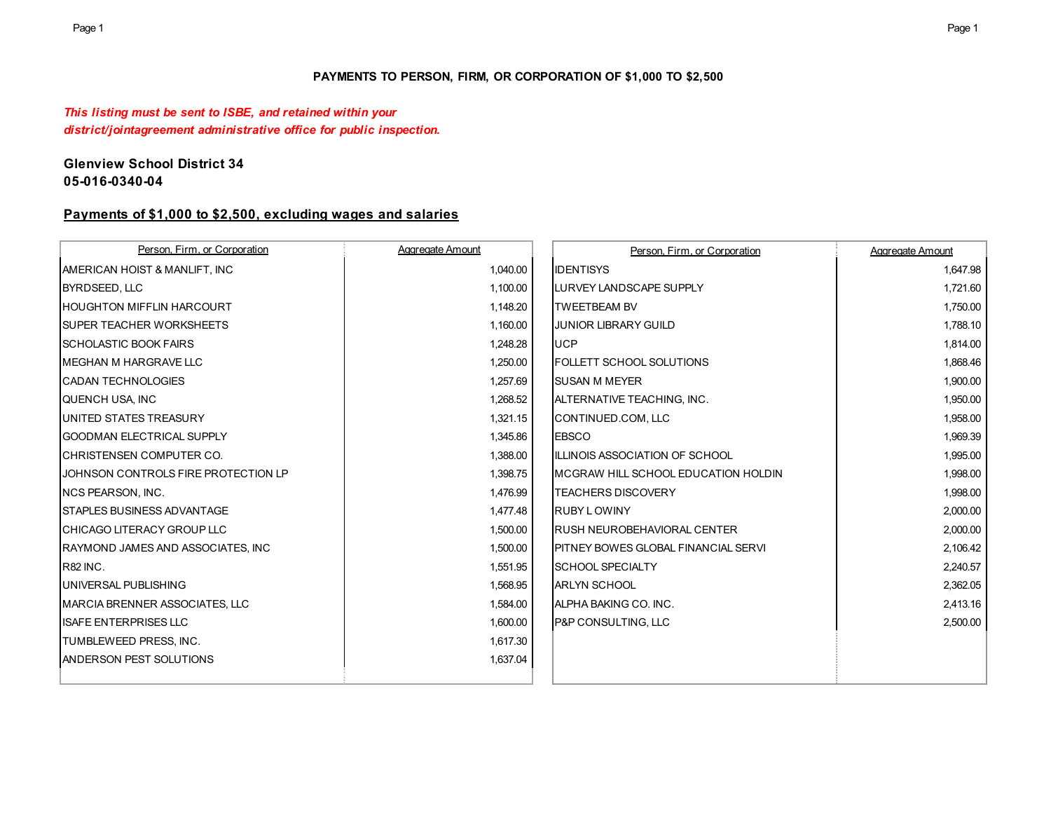**PAYMENTS TO PERSON, FIRM, OR CORPORATION OF $1,000 TO $2,500**

***This listing must be sent to ISBE, and retained within your district/jointagreement administrative office for public inspection.***

**Glenview School District 34**
**05-016-0340-04**

**Payments of $1,000 to $2,500, excluding wages and salaries**

| Person, Firm, or Corporation | Aggregate Amount |
|---|---|
| AMERICAN HOIST & MANLIFT, INC | 1,040.00 |
| BYRDSEED, LLC | 1,100.00 |
| HOUGHTON MIFFLIN HARCOURT | 1,148.20 |
| SUPER TEACHER WORKSHEETS | 1,160.00 |
| SCHOLASTIC BOOK FAIRS | 1,248.28 |
| MEGHAN M HARGRAVE LLC | 1,250.00 |
| CADAN TECHNOLOGIES | 1,257.69 |
| QUENCH USA, INC | 1,268.52 |
| UNITED STATES TREASURY | 1,321.15 |
| GOODMAN ELECTRICAL SUPPLY | 1,345.86 |
| CHRISTENSEN COMPUTER CO. | 1,388.00 |
| JOHNSON CONTROLS FIRE PROTECTION LP | 1,398.75 |
| NCS PEARSON, INC. | 1,476.99 |
| STAPLES BUSINESS ADVANTAGE | 1,477.48 |
| CHICAGO LITERACY GROUP LLC | 1,500.00 |
| RAYMOND JAMES AND ASSOCIATES, INC | 1,500.00 |
| R82 INC. | 1,551.95 |
| UNIVERSAL PUBLISHING | 1,568.95 |
| MARCIA BRENNER ASSOCIATES, LLC | 1,584.00 |
| ISAFE ENTERPRISES LLC | 1,600.00 |
| TUMBLEWEED PRESS, INC. | 1,617.30 |
| ANDERSON PEST SOLUTIONS | 1,637.04 |
| IDENTISYS | 1,647.98 |
| LURVEY LANDSCAPE SUPPLY | 1,721.60 |
| TWEETBEAM BV | 1,750.00 |
| JUNIOR LIBRARY GUILD | 1,788.10 |
| UCP | 1,814.00 |
| FOLLETT SCHOOL SOLUTIONS | 1,868.46 |
| SUSAN M MEYER | 1,900.00 |
| ALTERNATIVE TEACHING, INC. | 1,950.00 |
| CONTINUED.COM, LLC | 1,958.00 |
| EBSCO | 1,969.39 |
| ILLINOIS ASSOCIATION OF SCHOOL | 1,995.00 |
| MCGRAW HILL SCHOOL EDUCATION HOLDIN | 1,998.00 |
| TEACHERS DISCOVERY | 1,998.00 |
| RUBY L OWINY | 2,000.00 |
| RUSH NEUROBEHAVIORAL CENTER | 2,000.00 |
| PITNEY BOWES GLOBAL FINANCIAL SERVI | 2,106.42 |
| SCHOOL SPECIALTY | 2,240.57 |
| ARLYN SCHOOL | 2,362.05 |
| ALPHA BAKING CO. INC. | 2,413.16 |
| P&P CONSULTING, LLC | 2,500.00 |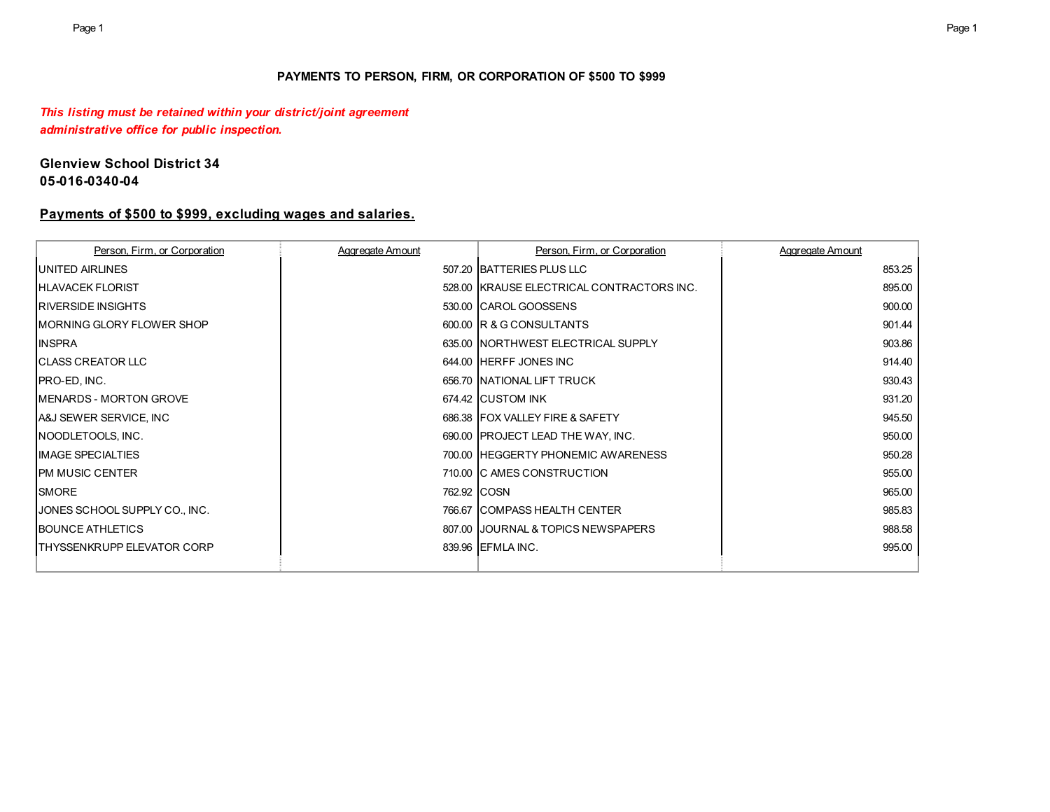## PAYMENTS TO PERSON, FIRM, OR CORPORATION OF $500 TO $999

*This listing must be retained within your district/joint agreement administrative office for public inspection.*

**Glenview School District 34**
**05-016-0340-04**

**Payments of $500 to $999, excluding wages and salaries.**

| Person, Firm, or Corporation | Aggregate Amount | Person, Firm, or Corporation | Aggregate Amount |
|---|---|---|---|
| UNITED AIRLINES | 507.20 | BATTERIES PLUS LLC | 853.25 |
| HLAVACEK FLORIST | 528.00 | KRAUSE ELECTRICAL CONTRACTORS INC. | 895.00 |
| RIVERSIDE INSIGHTS | 530.00 | CAROL GOOSSENS | 900.00 |
| MORNING GLORY FLOWER SHOP | 600.00 | R & G CONSULTANTS | 901.44 |
| INSPRA | 635.00 | NORTHWEST ELECTRICAL SUPPLY | 903.86 |
| CLASS CREATOR LLC | 644.00 | HERFF JONES INC | 914.40 |
| PRO-ED, INC. | 656.70 | NATIONAL LIFT TRUCK | 930.43 |
| MENARDS - MORTON GROVE | 674.42 | CUSTOM INK | 931.20 |
| A&J SEWER SERVICE, INC | 686.38 | FOX VALLEY FIRE & SAFETY | 945.50 |
| NOODLETOOLS, INC. | 690.00 | PROJECT LEAD THE WAY, INC. | 950.00 |
| IMAGE SPECIALTIES | 700.00 | HEGGERTY PHONEMIC AWARENESS | 950.28 |
| PM MUSIC CENTER | 710.00 | C AMES CONSTRUCTION | 955.00 |
| SMORE | 762.92 | COSN | 965.00 |
| JONES SCHOOL SUPPLY CO., INC. | 766.67 | COMPASS HEALTH CENTER | 985.83 |
| BOUNCE ATHLETICS | 807.00 | JOURNAL & TOPICS NEWSPAPERS | 988.58 |
| THYSSENKRUPP ELEVATOR CORP | 839.96 | EFMLA INC. | 995.00 |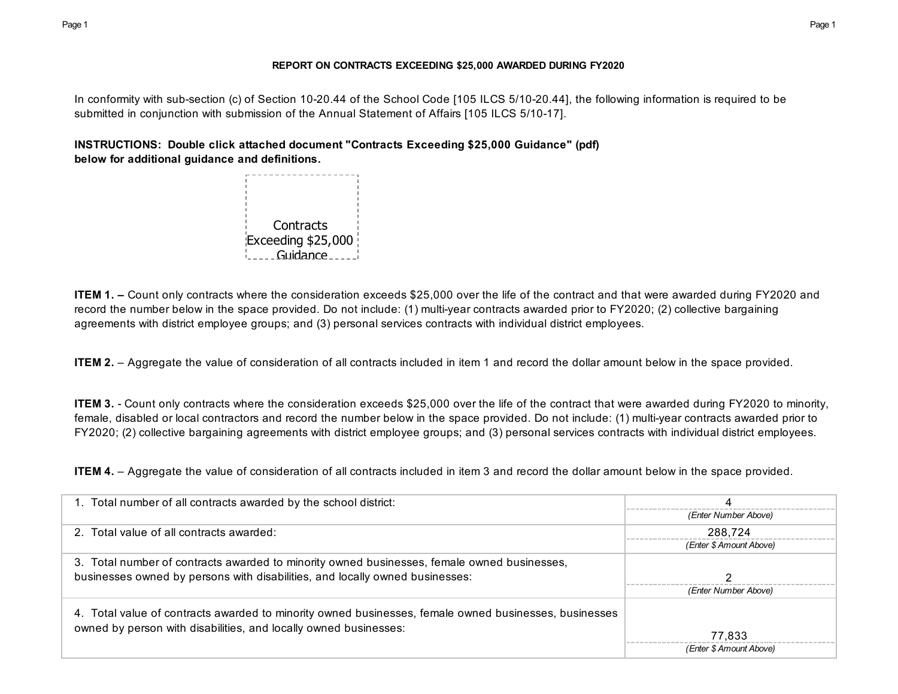## REPORT ON CONTRACTS EXCEEDING $25,000 AWARDED DURING FY2020

In conformity with sub-section (c) of Section 10-20.44 of the School Code [105 ILCS 5/10-20.44], the following information is required to be submitted in conjunction with submission of the Annual Statement of Affairs [105 ILCS 5/10-17].

**INSTRUCTIONS: Double click attached document "Contracts Exceeding $25,000 Guidance" (pdf) below for additional guidance and definitions.**

Contracts Exceeding $25,000 Guidance

**ITEM 1. –** Count only contracts where the consideration exceeds $25,000 over the life of the contract and that were awarded during FY2020 and record the number below in the space provided. Do not include: (1) multi-year contracts awarded prior to FY2020; (2) collective bargaining agreements with district employee groups; and (3) personal services contracts with individual district employees.

**ITEM 2.** – Aggregate the value of consideration of all contracts included in item 1 and record the dollar amount below in the space provided.

**ITEM 3.** - Count only contracts where the consideration exceeds $25,000 over the life of the contract that were awarded during FY2020 to minority, female, disabled or local contractors and record the number below in the space provided. Do not include: (1) multi-year contracts awarded prior to FY2020; (2) collective bargaining agreements with district employee groups; and (3) personal services contracts with individual district employees.

**ITEM 4.** – Aggregate the value of consideration of all contracts included in item 3 and record the dollar amount below in the space provided.

| | |
|---|---|
| 1. Total number of all contracts awarded by the school district: | 4<br>*(Enter Number Above)* |
| 2. Total value of all contracts awarded: | 288,724<br>*(Enter $ Amount Above)* |
| 3. Total number of contracts awarded to minority owned businesses, female owned businesses, businesses owned by persons with disabilities, and locally owned businesses: | 2<br>*(Enter Number Above)* |
| 4. Total value of contracts awarded to minority owned businesses, female owned businesses, businesses owned by person with disabilities, and locally owned businesses: | 77,833<br>*(Enter $ Amount Above)* |